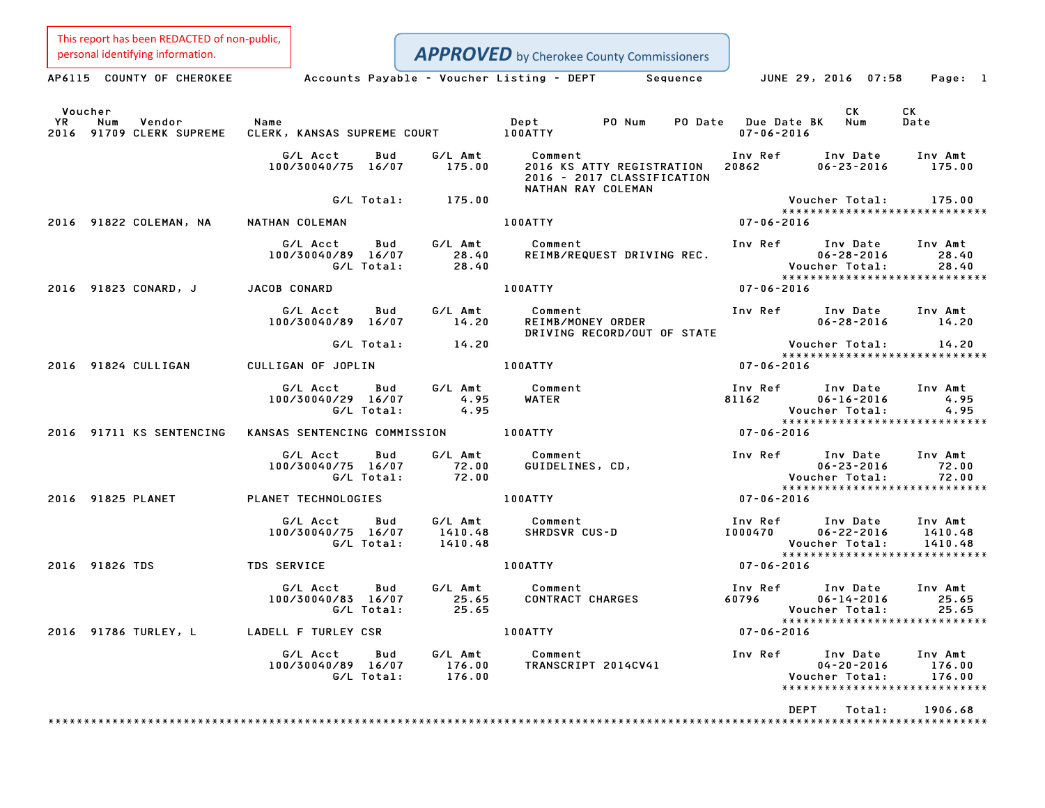This report has been REDACTED of non-public, personal identifying information.

**APPROVED** by Cherokee County Commissioners

AP6115 COUNTY OF CHEROKEE — Accounts Payable - Voucher Listing - DEPT Sequence — JUNE 29, 2016 07:58

| Voucher YR | Num | Vendor | Name | Dept | PO Num | PO Date | Due Date BK | CK Num | CK Date |
|---|---|---|---|---|---|---|---|---|---|
| 2016 | 91709 | CLERK SUPREME | CLERK, KANSAS SUPREME COURT | 100ATTY | | | 07-06-2016 | | |

| G/L Acct | Bud | G/L Amt | Comment | Inv Ref | Inv Date | Inv Amt |
|---|---|---|---|---|---|---|
| 100/30040/75 | 16/07 | 175.00 | 2016 KS ATTY REGISTRATION 2016 - 2017 CLASSIFICATION NATHAN RAY COLEMAN | 20862 | 06-23-2016 | 175.00 |
| | G/L Total: | 175.00 | | | Voucher Total: | 175.00 |

| Voucher YR | Num | Vendor | Name | Dept | PO Num | PO Date | Due Date BK | CK Num | CK Date |
|---|---|---|---|---|---|---|---|---|---|
| 2016 | 91822 | COLEMAN, NA | NATHAN COLEMAN | 100ATTY | | | 07-06-2016 | | |

| G/L Acct | Bud | G/L Amt | Comment | Inv Ref | Inv Date | Inv Amt |
|---|---|---|---|---|---|---|
| 100/30040/89 | 16/07 | 28.40 | REIMB/REQUEST DRIVING REC. | | 06-28-2016 | 28.40 |
| | G/L Total: | 28.40 | | | Voucher Total: | 28.40 |

| Voucher YR | Num | Vendor | Name | Dept | PO Num | PO Date | Due Date BK | CK Num | CK Date |
|---|---|---|---|---|---|---|---|---|---|
| 2016 | 91823 | CONARD, J | JACOB CONARD | 100ATTY | | | 07-06-2016 | | |

| G/L Acct | Bud | G/L Amt | Comment | Inv Ref | Inv Date | Inv Amt |
|---|---|---|---|---|---|---|
| 100/30040/89 | 16/07 | 14.20 | REIMB/MONEY ORDER DRIVING RECORD/OUT OF STATE | | 06-28-2016 | 14.20 |
| | G/L Total: | 14.20 | | | Voucher Total: | 14.20 |

| Voucher YR | Num | Vendor | Name | Dept | PO Num | PO Date | Due Date BK | CK Num | CK Date |
|---|---|---|---|---|---|---|---|---|---|
| 2016 | 91824 | CULLIGAN | CULLIGAN OF JOPLIN | 100ATTY | | | 07-06-2016 | | |

| G/L Acct | Bud | G/L Amt | Comment | Inv Ref | Inv Date | Inv Amt |
|---|---|---|---|---|---|---|
| 100/30040/29 | 16/07 | 4.95 | WATER | 81162 | 06-16-2016 | 4.95 |
| | G/L Total: | 4.95 | | | Voucher Total: | 4.95 |

| Voucher YR | Num | Vendor | Name | Dept | PO Num | PO Date | Due Date BK | CK Num | CK Date |
|---|---|---|---|---|---|---|---|---|---|
| 2016 | 91711 | KS SENTENCING | KANSAS SENTENCING COMMISSION | 100ATTY | | | 07-06-2016 | | |

| G/L Acct | Bud | G/L Amt | Comment | Inv Ref | Inv Date | Inv Amt |
|---|---|---|---|---|---|---|
| 100/30040/75 | 16/07 | 72.00 | GUIDELINES, CD, | | 06-23-2016 | 72.00 |
| | G/L Total: | 72.00 | | | Voucher Total: | 72.00 |

| Voucher YR | Num | Vendor | Name | Dept | PO Num | PO Date | Due Date BK | CK Num | CK Date |
|---|---|---|---|---|---|---|---|---|---|
| 2016 | 91825 | PLANET | PLANET TECHNOLOGIES | 100ATTY | | | 07-06-2016 | | |

| G/L Acct | Bud | G/L Amt | Comment | Inv Ref | Inv Date | Inv Amt |
|---|---|---|---|---|---|---|
| 100/30040/75 | 16/07 | 1410.48 | SHRDSVR CUS-D | I000470 | 06-22-2016 | 1410.48 |
| | G/L Total: | 1410.48 | | | Voucher Total: | 1410.48 |

| Voucher YR | Num | Vendor | Name | Dept | PO Num | PO Date | Due Date BK | CK Num | CK Date |
|---|---|---|---|---|---|---|---|---|---|
| 2016 | 91826 | TDS | TDS SERVICE | 100ATTY | | | 07-06-2016 | | |

| G/L Acct | Bud | G/L Amt | Comment | Inv Ref | Inv Date | Inv Amt |
|---|---|---|---|---|---|---|
| 100/30040/83 | 16/07 | 25.65 | CONTRACT CHARGES | 60796 | 06-14-2016 | 25.65 |
| | G/L Total: | 25.65 | | | Voucher Total: | 25.65 |

| Voucher YR | Num | Vendor | Name | Dept | PO Num | PO Date | Due Date BK | CK Num | CK Date |
|---|---|---|---|---|---|---|---|---|---|
| 2016 | 91786 | TURLEY, L | LADELL F TURLEY CSR | 100ATTY | | | 07-06-2016 | | |

| G/L Acct | Bud | G/L Amt | Comment | Inv Ref | Inv Date | Inv Amt |
|---|---|---|---|---|---|---|
| 100/30040/89 | 16/07 | 176.00 | TRANSCRIPT 2014CV41 | | 04-20-2016 | 176.00 |
| | G/L Total: | 176.00 | | | Voucher Total: | 176.00 |

DEPT Total: 1906.68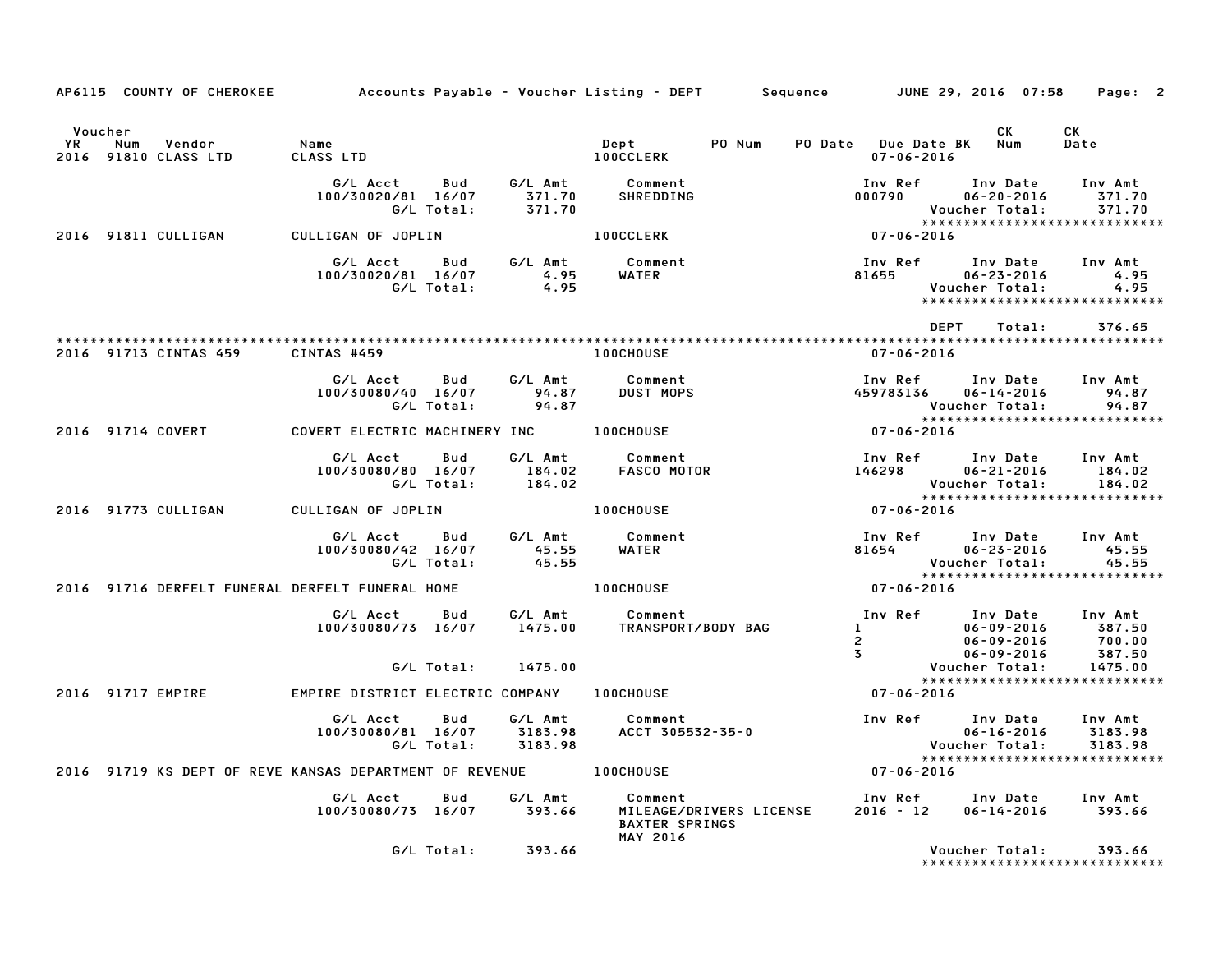AP6115 COUNTY OF CHEROKEE — Accounts Payable - Voucher Listing - DEPT — Sequence — JUNE 29, 2016 07:58

| Voucher YR | Num | Vendor | Name | Dept | PO Num | PO Date | Due Date BK | CK Num | CK Date |
|---|---|---|---|---|---|---|---|---|---|
| 2016 | 91810 | CLASS LTD | CLASS LTD | 100CCLERK | | | 07-06-2016 | | |

| G/L Acct | Bud | G/L Amt | Comment | Inv Ref | Inv Date | Inv Amt |
|---|---|---|---|---|---|---|
| 100/30020/81 | 16/07 | 371.70 | SHREDDING | 000790 | 06-20-2016 | 371.70 |
| | G/L Total: | 371.70 | | | Voucher Total: | 371.70 |

****************************

| Voucher YR | Num | Vendor | Name | Dept | Due Date BK |
|---|---|---|---|---|---|
| 2016 | 91811 | CULLIGAN | CULLIGAN OF JOPLIN | 100CCLERK | 07-06-2016 |

| G/L Acct | Bud | G/L Amt | Comment | Inv Ref | Inv Date | Inv Amt |
|---|---|---|---|---|---|---|
| 100/30020/81 | 16/07 | 4.95 | WATER | 81655 | 06-23-2016 | 4.95 |
| | G/L Total: | 4.95 | | | Voucher Total: | 4.95 |

****************************

DEPT Total: 376.65

****************************************************************************************************************************************************

| Voucher YR | Num | Vendor | Name | Dept | Due Date BK |
|---|---|---|---|---|---|
| 2016 | 91713 | CINTAS 459 | CINTAS #459 | 100CHOUSE | 07-06-2016 |

| G/L Acct | Bud | G/L Amt | Comment | Inv Ref | Inv Date | Inv Amt |
|---|---|---|---|---|---|---|
| 100/30080/40 | 16/07 | 94.87 | DUST MOPS | 459783136 | 06-14-2016 | 94.87 |
| | G/L Total: | 94.87 | | | Voucher Total: | 94.87 |

****************************

| Voucher YR | Num | Vendor | Name | Dept | Due Date BK |
|---|---|---|---|---|---|
| 2016 | 91714 | COVERT | COVERT ELECTRIC MACHINERY INC | 100CHOUSE | 07-06-2016 |

| G/L Acct | Bud | G/L Amt | Comment | Inv Ref | Inv Date | Inv Amt |
|---|---|---|---|---|---|---|
| 100/30080/80 | 16/07 | 184.02 | FASCO MOTOR | 146298 | 06-21-2016 | 184.02 |
| | G/L Total: | 184.02 | | | Voucher Total: | 184.02 |

****************************

| Voucher YR | Num | Vendor | Name | Dept | Due Date BK |
|---|---|---|---|---|---|
| 2016 | 91773 | CULLIGAN | CULLIGAN OF JOPLIN | 100CHOUSE | 07-06-2016 |

| G/L Acct | Bud | G/L Amt | Comment | Inv Ref | Inv Date | Inv Amt |
|---|---|---|---|---|---|---|
| 100/30080/42 | 16/07 | 45.55 | WATER | 81654 | 06-23-2016 | 45.55 |
| | G/L Total: | 45.55 | | | Voucher Total: | 45.55 |

****************************

| Voucher YR | Num | Vendor | Name | Dept | Due Date BK |
|---|---|---|---|---|---|
| 2016 | 91716 | DERFELT FUNERAL | DERFELT FUNERAL HOME | 100CHOUSE | 07-06-2016 |

| G/L Acct | Bud | G/L Amt | Comment | Inv Ref | Inv Date | Inv Amt |
|---|---|---|---|---|---|---|
| 100/30080/73 | 16/07 | 1475.00 | TRANSPORT/BODY BAG | 1 | 06-09-2016 | 387.50 |
| | | | | 2 | 06-09-2016 | 700.00 |
| | | | | 3 | 06-09-2016 | 387.50 |
| | G/L Total: | 1475.00 | | | Voucher Total: | 1475.00 |

****************************

| Voucher YR | Num | Vendor | Name | Dept | Due Date BK |
|---|---|---|---|---|---|
| 2016 | 91717 | EMPIRE | EMPIRE DISTRICT ELECTRIC COMPANY | 100CHOUSE | 07-06-2016 |

| G/L Acct | Bud | G/L Amt | Comment | Inv Ref | Inv Date | Inv Amt |
|---|---|---|---|---|---|---|
| 100/30080/81 | 16/07 | 3183.98 | ACCT 305532-35-0 | | 06-16-2016 | 3183.98 |
| | G/L Total: | 3183.98 | | | Voucher Total: | 3183.98 |

****************************

| Voucher YR | Num | Vendor | Name | Dept | Due Date BK |
|---|---|---|---|---|---|
| 2016 | 91719 | KS DEPT OF REVE | KANSAS DEPARTMENT OF REVENUE | 100CHOUSE | 07-06-2016 |

| G/L Acct | Bud | G/L Amt | Comment | Inv Ref | Inv Date | Inv Amt |
|---|---|---|---|---|---|---|
| 100/30080/73 | 16/07 | 393.66 | MILEAGE/DRIVERS LICENSE BAXTER SPRINGS MAY 2016 | 2016 - 12 | 06-14-2016 | 393.66 |
| | G/L Total: | 393.66 | | | Voucher Total: | 393.66 |

****************************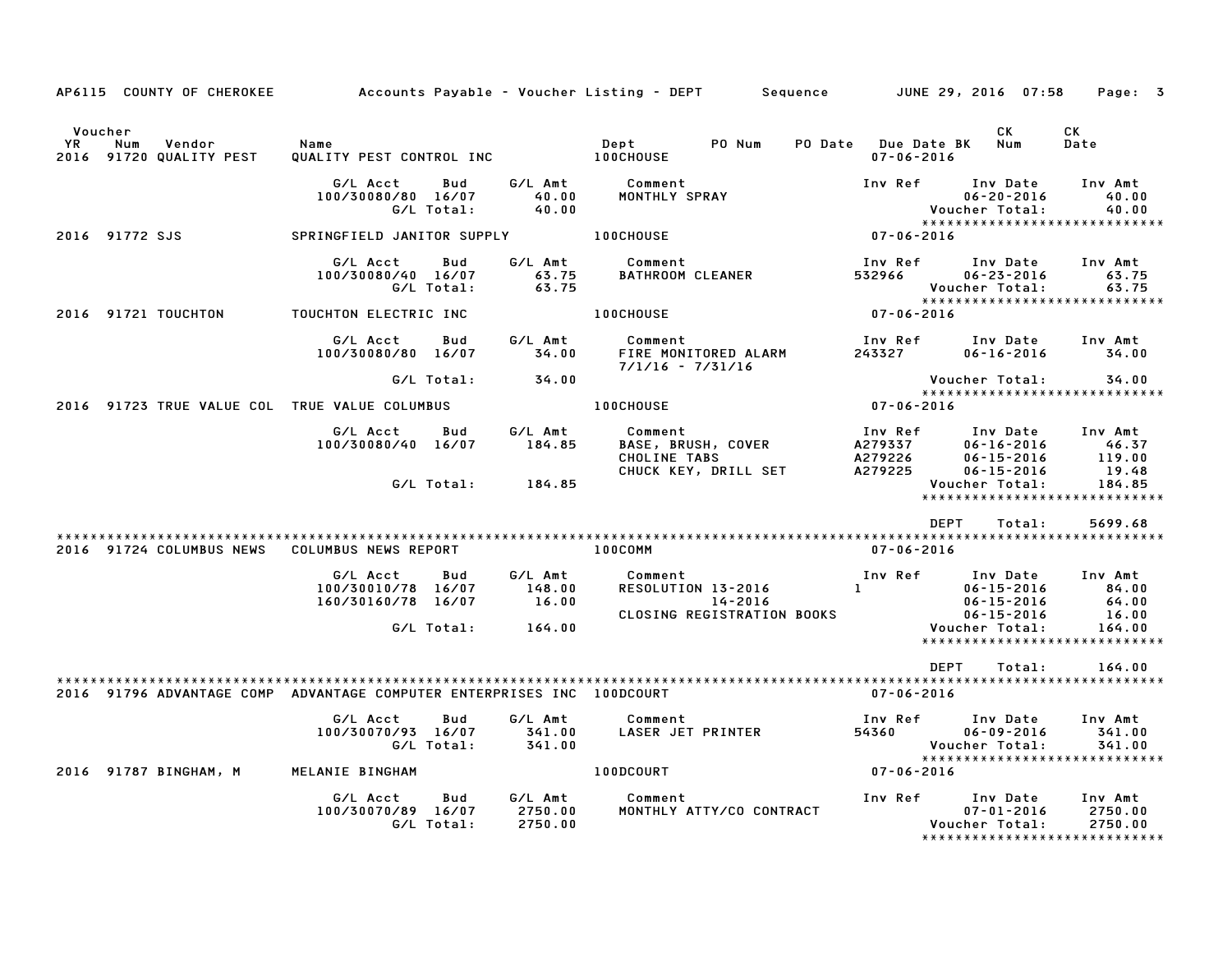AP6115 COUNTY OF CHEROKEE — Accounts Payable - Voucher Listing - DEPT — Sequence — JUNE 29, 2016 07:58

| Voucher YR | Num | Vendor | Name | Dept | PO Num | PO Date | Due Date BK | CK Num | CK Date |
|---|---|---|---|---|---|---|---|---|---|
| 2016 | 91720 | QUALITY PEST | QUALITY PEST CONTROL INC | 100CHOUSE | | | 07-06-2016 | | |

| G/L Acct | Bud | G/L Amt | Comment | Inv Ref | Inv Date | Inv Amt |
|---|---|---|---|---|---|---|
| 100/30080/80 | 16/07 | 40.00 | MONTHLY SPRAY | | 06-20-2016 | 40.00 |
| | G/L Total: | 40.00 | | | Voucher Total: | 40.00 |

| YR | Num | Vendor | Name | Dept | Due Date |
|---|---|---|---|---|---|
| 2016 | 91772 | SJS | SPRINGFIELD JANITOR SUPPLY | 100CHOUSE | 07-06-2016 |

| G/L Acct | Bud | G/L Amt | Comment | Inv Ref | Inv Date | Inv Amt |
|---|---|---|---|---|---|---|
| 100/30080/40 | 16/07 | 63.75 | BATHROOM CLEANER | 532966 | 06-23-2016 | 63.75 |
| | G/L Total: | 63.75 | | | Voucher Total: | 63.75 |

| YR | Num | Vendor | Name | Dept | Due Date |
|---|---|---|---|---|---|
| 2016 | 91721 | TOUCHTON | TOUCHTON ELECTRIC INC | 100CHOUSE | 07-06-2016 |

| G/L Acct | Bud | G/L Amt | Comment | Inv Ref | Inv Date | Inv Amt |
|---|---|---|---|---|---|---|
| 100/30080/80 | 16/07 | 34.00 | FIRE MONITORED ALARM 7/1/16 - 7/31/16 | 243327 | 06-16-2016 | 34.00 |
| | G/L Total: | 34.00 | | | Voucher Total: | 34.00 |

| YR | Num | Vendor | Name | Dept | Due Date |
|---|---|---|---|---|---|
| 2016 | 91723 | TRUE VALUE COL | TRUE VALUE COLUMBUS | 100CHOUSE | 07-06-2016 |

| G/L Acct | Bud | G/L Amt | Comment | Inv Ref | Inv Date | Inv Amt |
|---|---|---|---|---|---|---|
| 100/30080/40 | 16/07 | 184.85 | BASE, BRUSH, COVER | A279337 | 06-16-2016 | 46.37 |
| | | | CHOLINE TABS | A279226 | 06-15-2016 | 119.00 |
| | | | CHUCK KEY, DRILL SET | A279225 | 06-15-2016 | 19.48 |
| | G/L Total: | 184.85 | | | Voucher Total: | 184.85 |

DEPT Total: 5699.68

| YR | Num | Vendor | Name | Dept | Due Date |
|---|---|---|---|---|---|
| 2016 | 91724 | COLUMBUS NEWS | COLUMBUS NEWS REPORT | 100COMM | 07-06-2016 |

| G/L Acct | Bud | G/L Amt | Comment | Inv Ref | Inv Date | Inv Amt |
|---|---|---|---|---|---|---|
| 100/30010/78 | 16/07 | 148.00 | RESOLUTION 13-2016 | 1 | 06-15-2016 | 84.00 |
| 160/30160/78 | 16/07 | 16.00 | 14-2016 | | 06-15-2016 | 64.00 |
| | | | CLOSING REGISTRATION BOOKS | | 06-15-2016 | 16.00 |
| | G/L Total: | 164.00 | | | Voucher Total: | 164.00 |

DEPT Total: 164.00

| YR | Num | Vendor | Name | Dept | Due Date |
|---|---|---|---|---|---|
| 2016 | 91796 | ADVANTAGE COMP | ADVANTAGE COMPUTER ENTERPRISES INC | 100DCOURT | 07-06-2016 |

| G/L Acct | Bud | G/L Amt | Comment | Inv Ref | Inv Date | Inv Amt |
|---|---|---|---|---|---|---|
| 100/30070/93 | 16/07 | 341.00 | LASER JET PRINTER | 54360 | 06-09-2016 | 341.00 |
| | G/L Total: | 341.00 | | | Voucher Total: | 341.00 |

| YR | Num | Vendor | Name | Dept | Due Date |
|---|---|---|---|---|---|
| 2016 | 91787 | BINGHAM, M | MELANIE BINGHAM | 100DCOURT | 07-06-2016 |

| G/L Acct | Bud | G/L Amt | Comment | Inv Ref | Inv Date | Inv Amt |
|---|---|---|---|---|---|---|
| 100/30070/89 | 16/07 | 2750.00 | MONTHLY ATTY/CO CONTRACT | | 07-01-2016 | 2750.00 |
| | G/L Total: | 2750.00 | | | Voucher Total: | 2750.00 |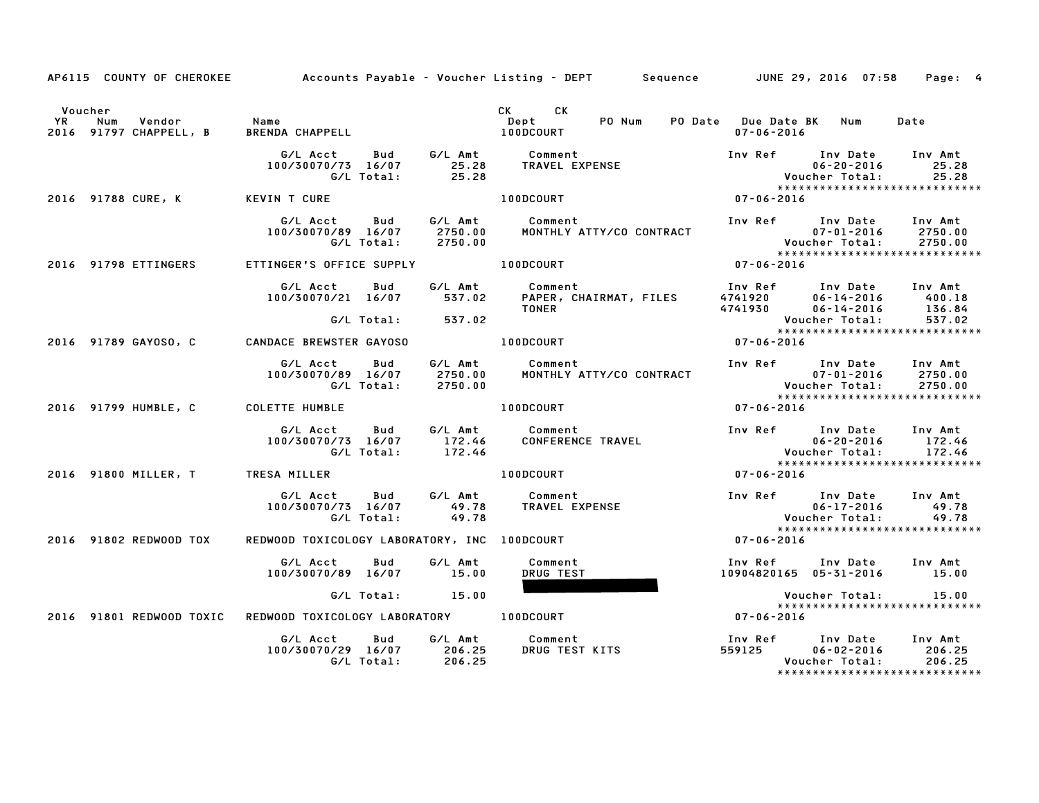AP6115 COUNTY OF CHEROKEE Accounts Payable - Voucher Listing - DEPT Sequence JUNE 29, 2016 07:58

| Voucher YR | Num | Vendor | Name | CK Dept | CK | PO Num | PO Date | Due Date | BK | Num | Date |
|---|---|---|---|---|---|---|---|---|---|---|---|
| 2016 | 91797 | CHAPPELL, B | BRENDA CHAPPELL | 100DCOURT | | | | 07-06-2016 | | | |

| G/L Acct | Bud | G/L Amt | Comment | Inv Ref | Inv Date | Inv Amt |
|---|---|---|---|---|---|---|
| 100/30070/73 | 16/07 | 25.28 | TRAVEL EXPENSE | | 06-20-2016 | 25.28 |
| | G/L Total: | 25.28 | | | Voucher Total: | 25.28 |

2016 91788 CURE, K — KEVIN T CURE — 100DCOURT — 07-06-2016

| G/L Acct | Bud | G/L Amt | Comment | Inv Ref | Inv Date | Inv Amt |
|---|---|---|---|---|---|---|
| 100/30070/89 | 16/07 | 2750.00 | MONTHLY ATTY/CO CONTRACT | | 07-01-2016 | 2750.00 |
| | G/L Total: | 2750.00 | | | Voucher Total: | 2750.00 |

2016 91798 ETTINGERS — ETTINGER'S OFFICE SUPPLY — 100DCOURT — 07-06-2016

| G/L Acct | Bud | G/L Amt | Comment | Inv Ref | Inv Date | Inv Amt |
|---|---|---|---|---|---|---|
| 100/30070/21 | 16/07 | 537.02 | PAPER, CHAIRMAT, FILES | 4741920 | 06-14-2016 | 400.18 |
| | | | TONER | 4741930 | 06-14-2016 | 136.84 |
| | G/L Total: | 537.02 | | | Voucher Total: | 537.02 |

2016 91789 GAYOSO, C — CANDACE BREWSTER GAYOSO — 100DCOURT — 07-06-2016

| G/L Acct | Bud | G/L Amt | Comment | Inv Ref | Inv Date | Inv Amt |
|---|---|---|---|---|---|---|
| 100/30070/89 | 16/07 | 2750.00 | MONTHLY ATTY/CO CONTRACT | | 07-01-2016 | 2750.00 |
| | G/L Total: | 2750.00 | | | Voucher Total: | 2750.00 |

2016 91799 HUMBLE, C — COLETTE HUMBLE — 100DCOURT — 07-06-2016

| G/L Acct | Bud | G/L Amt | Comment | Inv Ref | Inv Date | Inv Amt |
|---|---|---|---|---|---|---|
| 100/30070/73 | 16/07 | 172.46 | CONFERENCE TRAVEL | | 06-20-2016 | 172.46 |
| | G/L Total: | 172.46 | | | Voucher Total: | 172.46 |

2016 91800 MILLER, T — TRESA MILLER — 100DCOURT — 07-06-2016

| G/L Acct | Bud | G/L Amt | Comment | Inv Ref | Inv Date | Inv Amt |
|---|---|---|---|---|---|---|
| 100/30070/73 | 16/07 | 49.78 | TRAVEL EXPENSE | | 06-17-2016 | 49.78 |
| | G/L Total: | 49.78 | | | Voucher Total: | 49.78 |

2016 91802 REDWOOD TOX — REDWOOD TOXICOLOGY LABORATORY, INC — 100DCOURT — 07-06-2016

| G/L Acct | Bud | G/L Amt | Comment | Inv Ref | Inv Date | Inv Amt |
|---|---|---|---|---|---|---|
| 100/30070/89 | 16/07 | 15.00 | DRUG TEST | 10904820165 | 05-31-2016 | 15.00 |
| | G/L Total: | 15.00 | | | Voucher Total: | 15.00 |

2016 91801 REDWOOD TOXIC — REDWOOD TOXICOLOGY LABORATORY — 100DCOURT — 07-06-2016

| G/L Acct | Bud | G/L Amt | Comment | Inv Ref | Inv Date | Inv Amt |
|---|---|---|---|---|---|---|
| 100/30070/29 | 16/07 | 206.25 | DRUG TEST KITS | 559125 | 06-02-2016 | 206.25 |
| | G/L Total: | 206.25 | | | Voucher Total: | 206.25 |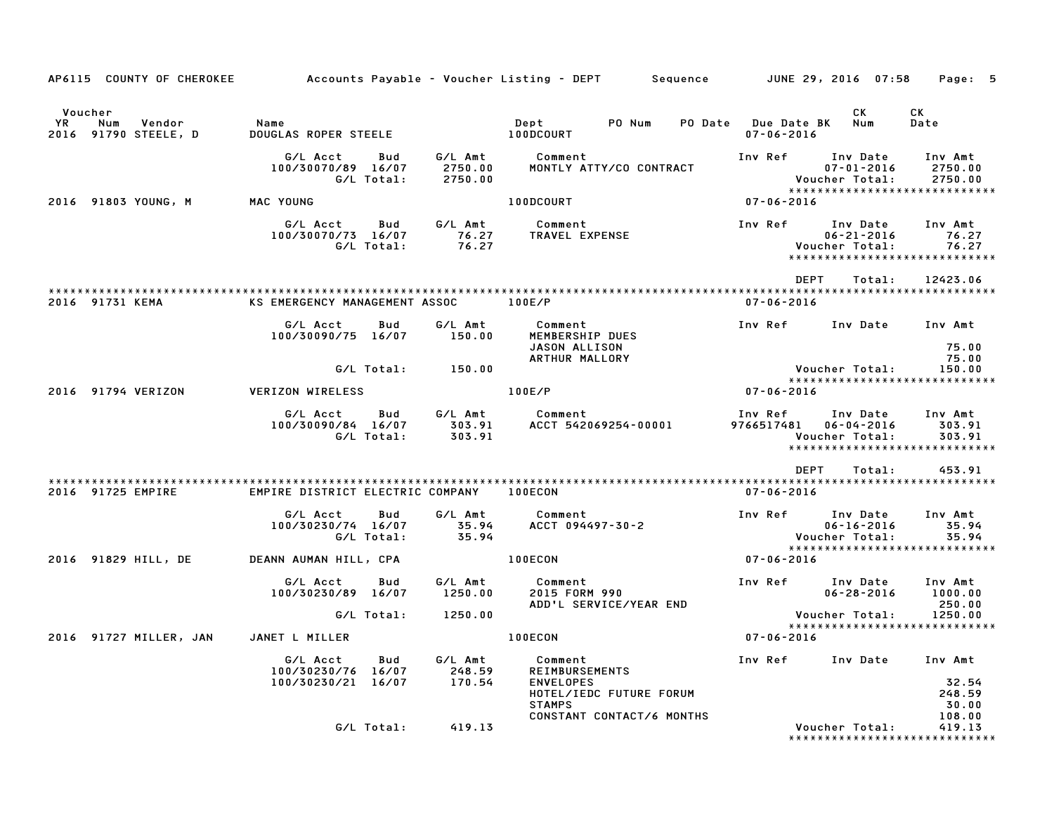AP6115 COUNTY OF CHEROKEE — Accounts Payable - Voucher Listing - DEPT — Sequence — JUNE 29, 2016 07:58

| YR | Voucher Num | Vendor | Name | Dept | PO Num | PO Date | Due Date BK | CK Num | CK Date |
|---|---|---|---|---|---|---|---|---|---|
| 2016 | 91790 | STEELE, D | DOUGLAS ROPER STEELE | 100DCOURT | | | 07-06-2016 | | |

| G/L Acct | Bud | G/L Amt | Comment | Inv Ref | Inv Date | Inv Amt |
|---|---|---|---|---|---|---|
| 100/30070/89 | 16/07 | 2750.00 | MONTLY ATTY/CO CONTRACT | | 07-01-2016 | 2750.00 |
| | G/L Total: | 2750.00 | | | Voucher Total: | 2750.00 |

| YR | Voucher Num | Vendor | Name | Dept | Due Date BK |
|---|---|---|---|---|---|
| 2016 | 91803 | YOUNG, M | MAC YOUNG | 100DCOURT | 07-06-2016 |

| G/L Acct | Bud | G/L Amt | Comment | Inv Ref | Inv Date | Inv Amt |
|---|---|---|---|---|---|---|
| 100/30070/73 | 16/07 | 76.27 | TRAVEL EXPENSE | | 06-21-2016 | 76.27 |
| | G/L Total: | 76.27 | | | Voucher Total: | 76.27 |

DEPT Total: 12423.06

| YR | Voucher Num | Vendor | Name | Dept | Due Date BK |
|---|---|---|---|---|---|
| 2016 | 91731 | KEMA | KS EMERGENCY MANAGEMENT ASSOC | 100E/P | 07-06-2016 |

| G/L Acct | Bud | G/L Amt | Comment | Inv Ref | Inv Date | Inv Amt |
|---|---|---|---|---|---|---|
| 100/30090/75 | 16/07 | 150.00 | MEMBERSHIP DUES | | | |
| | | | JASON ALLISON | | | 75.00 |
| | | | ARTHUR MALLORY | | | 75.00 |
| | G/L Total: | 150.00 | | | Voucher Total: | 150.00 |

| YR | Voucher Num | Vendor | Name | Dept | Due Date BK |
|---|---|---|---|---|---|
| 2016 | 91794 | VERIZON | VERIZON WIRELESS | 100E/P | 07-06-2016 |

| G/L Acct | Bud | G/L Amt | Comment | Inv Ref | Inv Date | Inv Amt |
|---|---|---|---|---|---|---|
| 100/30090/84 | 16/07 | 303.91 | ACCT 542069254-00001 | 9766517481 | 06-04-2016 | 303.91 |
| | G/L Total: | 303.91 | | | Voucher Total: | 303.91 |

DEPT Total: 453.91

| YR | Voucher Num | Vendor | Name | Dept | Due Date BK |
|---|---|---|---|---|---|
| 2016 | 91725 | EMPIRE | EMPIRE DISTRICT ELECTRIC COMPANY | 100ECON | 07-06-2016 |

| G/L Acct | Bud | G/L Amt | Comment | Inv Ref | Inv Date | Inv Amt |
|---|---|---|---|---|---|---|
| 100/30230/74 | 16/07 | 35.94 | ACCT 094497-30-2 | | 06-16-2016 | 35.94 |
| | G/L Total: | 35.94 | | | Voucher Total: | 35.94 |

| YR | Voucher Num | Vendor | Name | Dept | Due Date BK |
|---|---|---|---|---|---|
| 2016 | 91829 | HILL, DE | DEANN AUMAN HILL, CPA | 100ECON | 07-06-2016 |

| G/L Acct | Bud | G/L Amt | Comment | Inv Ref | Inv Date | Inv Amt |
|---|---|---|---|---|---|---|
| 100/30230/89 | 16/07 | 1250.00 | 2015 FORM 990 | | 06-28-2016 | 1000.00 |
| | | | ADD'L SERVICE/YEAR END | | | 250.00 |
| | G/L Total: | 1250.00 | | | Voucher Total: | 1250.00 |

| YR | Voucher Num | Vendor | Name | Dept | Due Date BK |
|---|---|---|---|---|---|
| 2016 | 91727 | MILLER, JAN | JANET L MILLER | 100ECON | 07-06-2016 |

| G/L Acct | Bud | G/L Amt | Comment | Inv Ref | Inv Date | Inv Amt |
|---|---|---|---|---|---|---|
| 100/30230/76 | 16/07 | 248.59 | REIMBURSEMENTS | | | |
| 100/30230/21 | 16/07 | 170.54 | ENVELOPES | | | 32.54 |
| | | | HOTEL/IEDC FUTURE FORUM | | | 248.59 |
| | | | STAMPS | | | 30.00 |
| | | | CONSTANT CONTACT/6 MONTHS | | | 108.00 |
| | G/L Total: | 419.13 | | | Voucher Total: | 419.13 |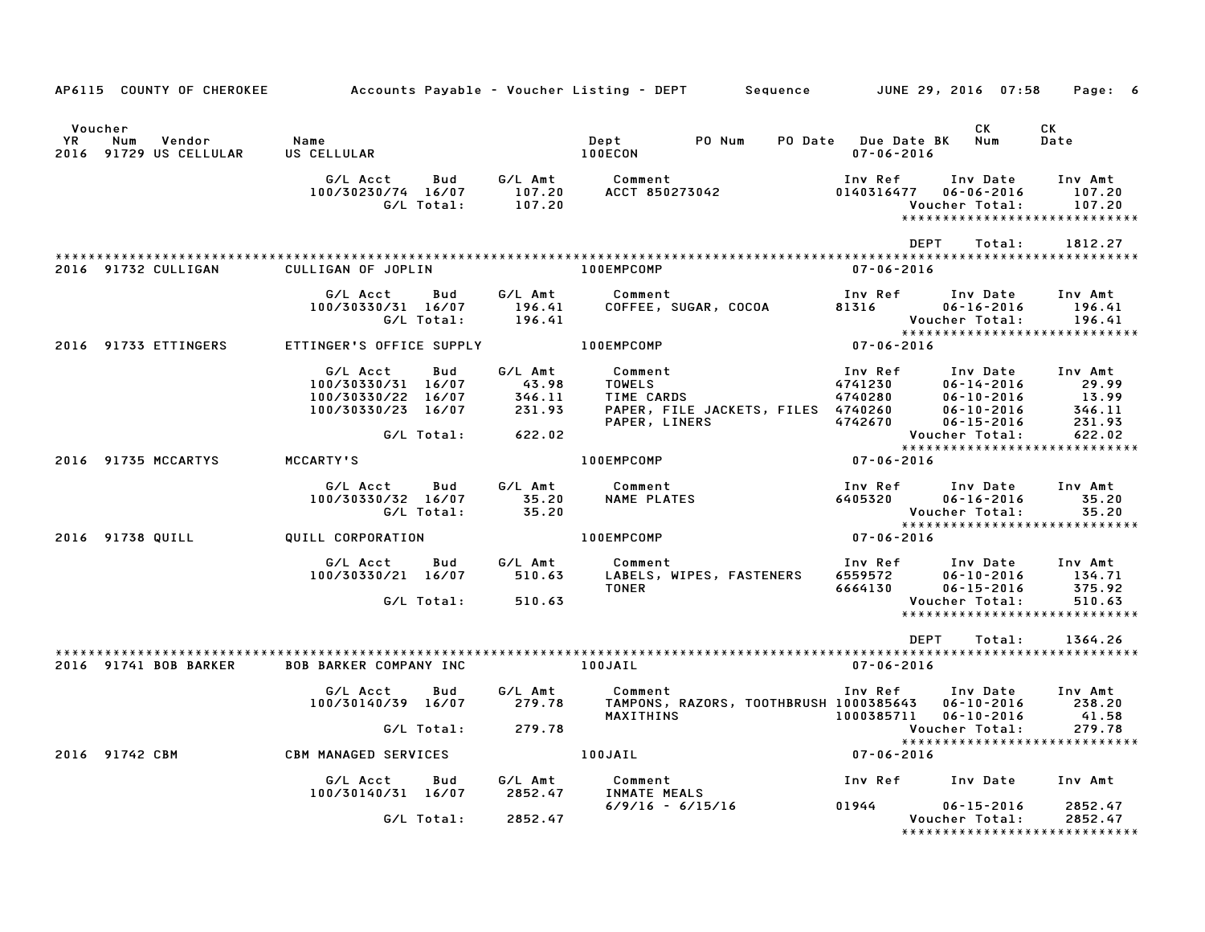AP6115 COUNTY OF CHEROKEE    Accounts Payable - Voucher Listing - DEPT    Sequence    JUNE 29, 2016 07:58

| Voucher YR | Num | Vendor | Name | Dept | PO Num | PO Date | Due Date BK | CK Num | CK Date |
|---|---|---|---|---|---|---|---|---|---|
| 2016 | 91729 | US CELLULAR | US CELLULAR | 100ECON | | | 07-06-2016 | | |

| G/L Acct | Bud | G/L Amt | Comment | Inv Ref | Inv Date | Inv Amt |
|---|---|---|---|---|---|---|
| 100/30230/74 | 16/07 | 107.20 | ACCT 850273042 | 0140316477 | 06-06-2016 | 107.20 |
| | G/L Total: | 107.20 | | | Voucher Total: | 107.20 |

DEPT Total: 1812.27

| Voucher YR | Num | Vendor | Name | Dept | Due Date |
|---|---|---|---|---|---|
| 2016 | 91732 | CULLIGAN | CULLIGAN OF JOPLIN | 100EMPCOMP | 07-06-2016 |

| G/L Acct | Bud | G/L Amt | Comment | Inv Ref | Inv Date | Inv Amt |
|---|---|---|---|---|---|---|
| 100/30330/31 | 16/07 | 196.41 | COFFEE, SUGAR, COCOA | 81316 | 06-16-2016 | 196.41 |
| | G/L Total: | 196.41 | | | Voucher Total: | 196.41 |

| Voucher YR | Num | Vendor | Name | Dept | Due Date |
|---|---|---|---|---|---|
| 2016 | 91733 | ETTINGERS | ETTINGER'S OFFICE SUPPLY | 100EMPCOMP | 07-06-2016 |

| G/L Acct | Bud | G/L Amt | Comment | Inv Ref | Inv Date | Inv Amt |
|---|---|---|---|---|---|---|
| 100/30330/31 | 16/07 | 43.98 | TOWELS | 4741230 | 06-14-2016 | 29.99 |
| 100/30330/22 | 16/07 | 346.11 | TIME CARDS | 4740280 | 06-10-2016 | 13.99 |
| 100/30330/23 | 16/07 | 231.93 | PAPER, FILE JACKETS, FILES | 4740260 | 06-10-2016 | 346.11 |
| | | | PAPER, LINERS | 4742670 | 06-15-2016 | 231.93 |
| | G/L Total: | 622.02 | | | Voucher Total: | 622.02 |

| Voucher YR | Num | Vendor | Name | Dept | Due Date |
|---|---|---|---|---|---|
| 2016 | 91735 | MCCARTYS | MCCARTY'S | 100EMPCOMP | 07-06-2016 |

| G/L Acct | Bud | G/L Amt | Comment | Inv Ref | Inv Date | Inv Amt |
|---|---|---|---|---|---|---|
| 100/30330/32 | 16/07 | 35.20 | NAME PLATES | 6405320 | 06-16-2016 | 35.20 |
| | G/L Total: | 35.20 | | | Voucher Total: | 35.20 |

| Voucher YR | Num | Vendor | Name | Dept | Due Date |
|---|---|---|---|---|---|
| 2016 | 91738 | QUILL | QUILL CORPORATION | 100EMPCOMP | 07-06-2016 |

| G/L Acct | Bud | G/L Amt | Comment | Inv Ref | Inv Date | Inv Amt |
|---|---|---|---|---|---|---|
| 100/30330/21 | 16/07 | 510.63 | LABELS, WIPES, FASTENERS | 6559572 | 06-10-2016 | 134.71 |
| | | | TONER | 6664130 | 06-15-2016 | 375.92 |
| | G/L Total: | 510.63 | | | Voucher Total: | 510.63 |

DEPT Total: 1364.26

| Voucher YR | Num | Vendor | Name | Dept | Due Date |
|---|---|---|---|---|---|
| 2016 | 91741 | BOB BARKER | BOB BARKER COMPANY INC | 100JAIL | 07-06-2016 |

| G/L Acct | Bud | G/L Amt | Comment | Inv Ref | Inv Date | Inv Amt |
|---|---|---|---|---|---|---|
| 100/30140/39 | 16/07 | 279.78 | TAMPONS, RAZORS, TOOTHBRUSH | 1000385643 | 06-10-2016 | 238.20 |
| | | | MAXITHINS | 1000385711 | 06-10-2016 | 41.58 |
| | G/L Total: | 279.78 | | | Voucher Total: | 279.78 |

| Voucher YR | Num | Vendor | Name | Dept | Due Date |
|---|---|---|---|---|---|
| 2016 | 91742 | CBM | CBM MANAGED SERVICES | 100JAIL | 07-06-2016 |

| G/L Acct | Bud | G/L Amt | Comment | Inv Ref | Inv Date | Inv Amt |
|---|---|---|---|---|---|---|
| 100/30140/31 | 16/07 | 2852.47 | INMATE MEALS | | | |
| | | | 6/9/16 - 6/15/16 | 01944 | 06-15-2016 | 2852.47 |
| | G/L Total: | 2852.47 | | | Voucher Total: | 2852.47 |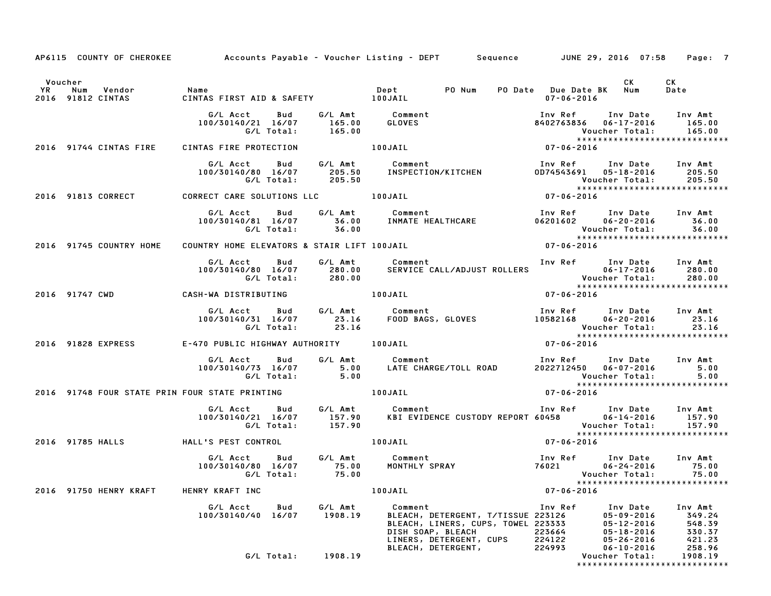AP6115 COUNTY OF CHEROKEE Accounts Payable - Voucher Listing - DEPT Sequence JUNE 29, 2016 07:58

| Voucher YR | Num | Vendor | Name | Dept | PO Num | PO Date | Due Date BK | CK Num | CK Date |
|---|---|---|---|---|---|---|---|---|---|
| 2016 | 91812 | CINTAS | CINTAS FIRST AID & SAFETY | 100JAIL | | | 07-06-2016 | | |

| G/L Acct | Bud | G/L Amt | Comment | Inv Ref | Inv Date | Inv Amt |
|---|---|---|---|---|---|---|
| 100/30140/21 | 16/07 | 165.00 | GLOVES | 8402763836 | 06-17-2016 | 165.00 |
| | G/L Total: | 165.00 | | | Voucher Total: | 165.00 |

*****************************

| Voucher YR | Num | Vendor | Name | Dept | Due Date BK |
|---|---|---|---|---|---|
| 2016 | 91744 | CINTAS FIRE | CINTAS FIRE PROTECTION | 100JAIL | 07-06-2016 |

| G/L Acct | Bud | G/L Amt | Comment | Inv Ref | Inv Date | Inv Amt |
|---|---|---|---|---|---|---|
| 100/30140/80 | 16/07 | 205.50 | INSPECTION/KITCHEN | OD74543691 | 05-18-2016 | 205.50 |
| | G/L Total: | 205.50 | | | Voucher Total: | 205.50 |

*****************************

| Voucher YR | Num | Vendor | Name | Dept | Due Date BK |
|---|---|---|---|---|---|
| 2016 | 91813 | CORRECT | CORRECT CARE SOLUTIONS LLC | 100JAIL | 07-06-2016 |

| G/L Acct | Bud | G/L Amt | Comment | Inv Ref | Inv Date | Inv Amt |
|---|---|---|---|---|---|---|
| 100/30140/81 | 16/07 | 36.00 | INMATE HEALTHCARE | 06201602 | 06-20-2016 | 36.00 |
| | G/L Total: | 36.00 | | | Voucher Total: | 36.00 |

*****************************

| Voucher YR | Num | Vendor | Name | Dept | Due Date BK |
|---|---|---|---|---|---|
| 2016 | 91745 | COUNTRY HOME | COUNTRY HOME ELEVATORS & STAIR LIFT | 100JAIL | 07-06-2016 |

| G/L Acct | Bud | G/L Amt | Comment | Inv Ref | Inv Date | Inv Amt |
|---|---|---|---|---|---|---|
| 100/30140/80 | 16/07 | 280.00 | SERVICE CALL/ADJUST ROLLERS | | 06-17-2016 | 280.00 |
| | G/L Total: | 280.00 | | | Voucher Total: | 280.00 |

*****************************

| Voucher YR | Num | Vendor | Name | Dept | Due Date BK |
|---|---|---|---|---|---|
| 2016 | 91747 | CWD | CASH-WA DISTRIBUTING | 100JAIL | 07-06-2016 |

| G/L Acct | Bud | G/L Amt | Comment | Inv Ref | Inv Date | Inv Amt |
|---|---|---|---|---|---|---|
| 100/30140/31 | 16/07 | 23.16 | FOOD BAGS, GLOVES | 10582168 | 06-20-2016 | 23.16 |
| | G/L Total: | 23.16 | | | Voucher Total: | 23.16 |

*****************************

| Voucher YR | Num | Vendor | Name | Dept | Due Date BK |
|---|---|---|---|---|---|
| 2016 | 91828 | EXPRESS | E-470 PUBLIC HIGHWAY AUTHORITY | 100JAIL | 07-06-2016 |

| G/L Acct | Bud | G/L Amt | Comment | Inv Ref | Inv Date | Inv Amt |
|---|---|---|---|---|---|---|
| 100/30140/73 | 16/07 | 5.00 | LATE CHARGE/TOLL ROAD | 2022712450 | 06-07-2016 | 5.00 |
| | G/L Total: | 5.00 | | | Voucher Total: | 5.00 |

*****************************

| Voucher YR | Num | Vendor | Name | Dept | Due Date BK |
|---|---|---|---|---|---|
| 2016 | 91748 | FOUR STATE PRIN | FOUR STATE PRINTING | 100JAIL | 07-06-2016 |

| G/L Acct | Bud | G/L Amt | Comment | Inv Ref | Inv Date | Inv Amt |
|---|---|---|---|---|---|---|
| 100/30140/21 | 16/07 | 157.90 | KBI EVIDENCE CUSTODY REPORT | 60458 | 06-14-2016 | 157.90 |
| | G/L Total: | 157.90 | | | Voucher Total: | 157.90 |

*****************************

| Voucher YR | Num | Vendor | Name | Dept | Due Date BK |
|---|---|---|---|---|---|
| 2016 | 91785 | HALLS | HALL'S PEST CONTROL | 100JAIL | 07-06-2016 |

| G/L Acct | Bud | G/L Amt | Comment | Inv Ref | Inv Date | Inv Amt |
|---|---|---|---|---|---|---|
| 100/30140/80 | 16/07 | 75.00 | MONTHLY SPRAY | 76021 | 06-24-2016 | 75.00 |
| | G/L Total: | 75.00 | | | Voucher Total: | 75.00 |

*****************************

| Voucher YR | Num | Vendor | Name | Dept | Due Date BK |
|---|---|---|---|---|---|
| 2016 | 91750 | HENRY KRAFT | HENRY KRAFT INC | 100JAIL | 07-06-2016 |

| G/L Acct | Bud | G/L Amt | Comment | Inv Ref | Inv Date | Inv Amt |
|---|---|---|---|---|---|---|
| 100/30140/40 | 16/07 | 1908.19 | BLEACH, DETERGENT, T/TISSUE | 223126 | 05-09-2016 | 349.24 |
| | | | BLEACH, LINERS, CUPS, TOWEL | 223333 | 05-12-2016 | 548.39 |
| | | | DISH SOAP, BLEACH | 223664 | 05-18-2016 | 330.37 |
| | | | LINERS, DETERGENT, CUPS | 224122 | 05-26-2016 | 421.23 |
| | | | BLEACH, DETERGENT, | 224993 | 06-10-2016 | 258.96 |
| | G/L Total: | 1908.19 | | | Voucher Total: | 1908.19 |

*****************************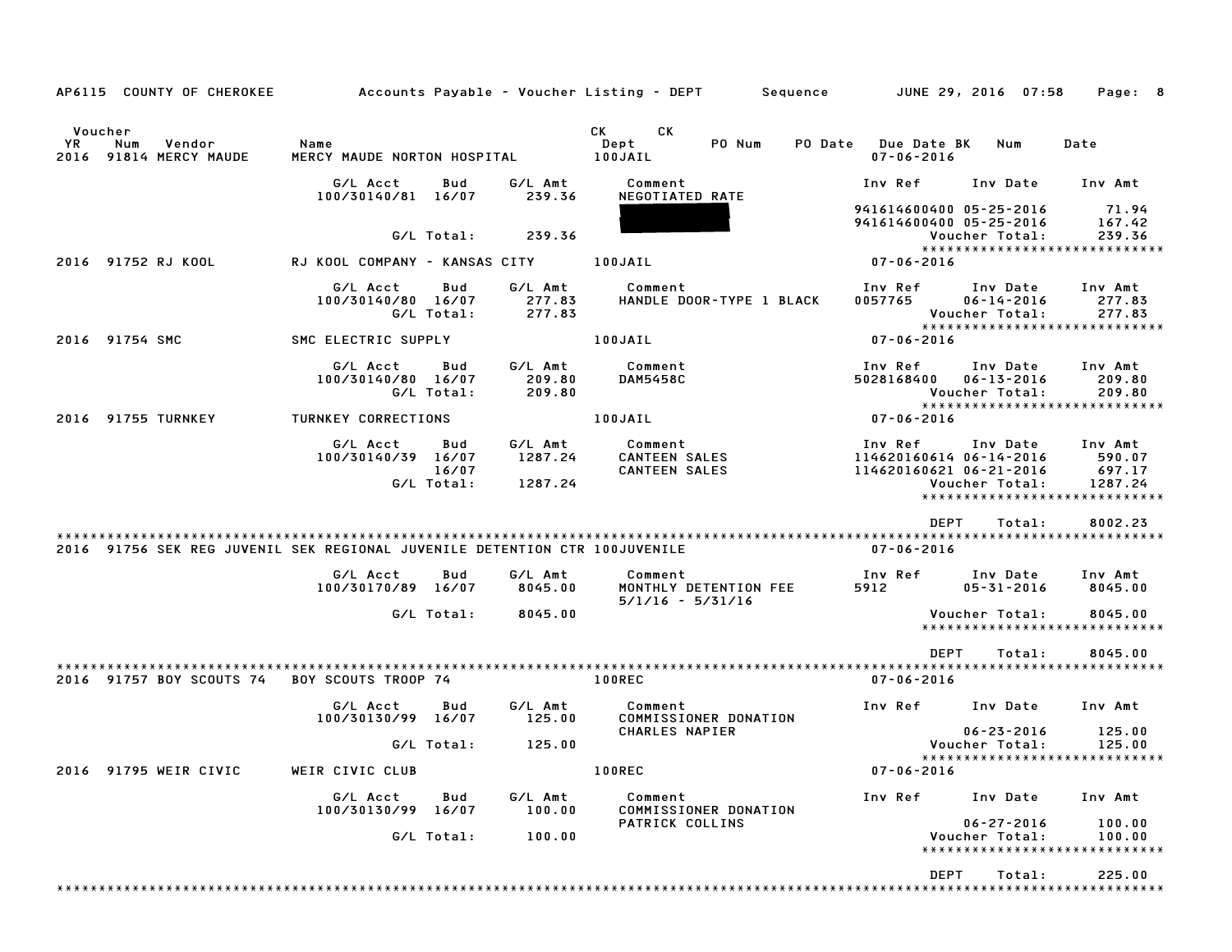AP6115 COUNTY OF CHEROKEE Accounts Payable - Voucher Listing - DEPT Sequence JUNE 29, 2016 07:58

| Voucher YR | Num | Vendor | Name | CK Dept | CK | PO Num | PO Date | Due Date BK | Num | Date |
|---|---|---|---|---|---|---|---|---|---|---|
| 2016 | 91814 | MERCY MAUDE | MERCY MAUDE NORTON HOSPITAL | 100JAIL | | | | 07-06-2016 | | |

| G/L Acct | Bud | G/L Amt | Comment | Inv Ref | Inv Date | Inv Amt |
|---|---|---|---|---|---|---|
| 100/30140/81 | 16/07 | 239.36 | NEGOTIATED RATE | | | |
| | | | [REDACTED] | 941614600400 | 05-25-2016 | 71.94 |
| | | | | 941614600400 | 05-25-2016 | 167.42 |
| | G/L Total: | 239.36 | | | Voucher Total: | 239.36 |

****************************

| Voucher YR | Num | Vendor | Name | CK Dept | Due Date |
|---|---|---|---|---|---|
| 2016 | 91752 | RJ KOOL | RJ KOOL COMPANY - KANSAS CITY | 100JAIL | 07-06-2016 |

| G/L Acct | Bud | G/L Amt | Comment | Inv Ref | Inv Date | Inv Amt |
|---|---|---|---|---|---|---|
| 100/30140/80 | 16/07 | 277.83 | HANDLE DOOR-TYPE 1 BLACK | 0057765 | 06-14-2016 | 277.83 |
| | G/L Total: | 277.83 | | | Voucher Total: | 277.83 |

****************************

| Voucher YR | Num | Vendor | Name | CK Dept | Due Date |
|---|---|---|---|---|---|
| 2016 | 91754 | SMC | SMC ELECTRIC SUPPLY | 100JAIL | 07-06-2016 |

| G/L Acct | Bud | G/L Amt | Comment | Inv Ref | Inv Date | Inv Amt |
|---|---|---|---|---|---|---|
| 100/30140/80 | 16/07 | 209.80 | DAM5458C | 5028168400 | 06-13-2016 | 209.80 |
| | G/L Total: | 209.80 | | | Voucher Total: | 209.80 |

****************************

| Voucher YR | Num | Vendor | Name | CK Dept | Due Date |
|---|---|---|---|---|---|
| 2016 | 91755 | TURNKEY | TURNKEY CORRECTIONS | 100JAIL | 07-06-2016 |

| G/L Acct | Bud | G/L Amt | Comment | Inv Ref | Inv Date | Inv Amt |
|---|---|---|---|---|---|---|
| 100/30140/39 | 16/07 | 1287.24 | CANTEEN SALES | 114620160614 | 06-14-2016 | 590.07 |
| | 16/07 | | CANTEEN SALES | 114620160621 | 06-21-2016 | 697.17 |
| | G/L Total: | 1287.24 | | | Voucher Total: | 1287.24 |

****************************

DEPT Total: 8002.23

****************************

| Voucher YR | Num | Vendor | Name | CK Dept | Due Date |
|---|---|---|---|---|---|
| 2016 | 91756 | SEK REG JUVENIL | SEK REGIONAL JUVENILE DETENTION CTR | 100JUVENILE | 07-06-2016 |

| G/L Acct | Bud | G/L Amt | Comment | Inv Ref | Inv Date | Inv Amt |
|---|---|---|---|---|---|---|
| 100/30170/89 | 16/07 | 8045.00 | MONTHLY DETENTION FEE 5/1/16 - 5/31/16 | 5912 | 05-31-2016 | 8045.00 |
| | G/L Total: | 8045.00 | | | Voucher Total: | 8045.00 |

****************************

DEPT Total: 8045.00

****************************

| Voucher YR | Num | Vendor | Name | CK Dept | Due Date |
|---|---|---|---|---|---|
| 2016 | 91757 | BOY SCOUTS 74 | BOY SCOUTS TROOP 74 | 100REC | 07-06-2016 |

| G/L Acct | Bud | G/L Amt | Comment | Inv Ref | Inv Date | Inv Amt |
|---|---|---|---|---|---|---|
| 100/30130/99 | 16/07 | 125.00 | COMMISSIONER DONATION CHARLES NAPIER | | 06-23-2016 | 125.00 |
| | G/L Total: | 125.00 | | | Voucher Total: | 125.00 |

****************************

| Voucher YR | Num | Vendor | Name | CK Dept | Due Date |
|---|---|---|---|---|---|
| 2016 | 91795 | WEIR CIVIC | WEIR CIVIC CLUB | 100REC | 07-06-2016 |

| G/L Acct | Bud | G/L Amt | Comment | Inv Ref | Inv Date | Inv Amt |
|---|---|---|---|---|---|---|
| 100/30130/99 | 16/07 | 100.00 | COMMISSIONER DONATION PATRICK COLLINS | | 06-27-2016 | 100.00 |
| | G/L Total: | 100.00 | | | Voucher Total: | 100.00 |

****************************

DEPT Total: 225.00

****************************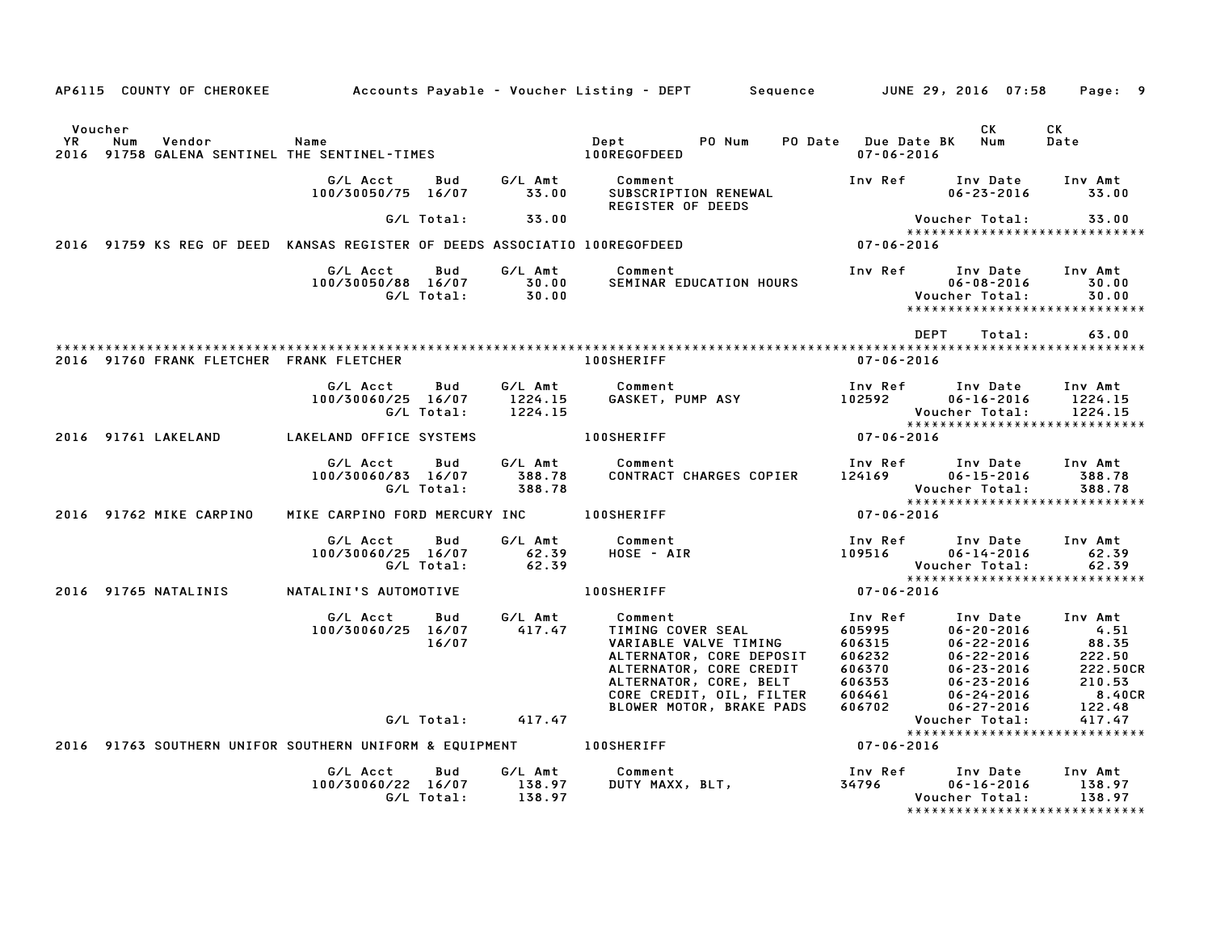AP6115 COUNTY OF CHEROKEE Accounts Payable - Voucher Listing - DEPT Sequence JUNE 29, 2016 07:58

| Voucher YR | Num | Vendor | Name | Dept | PO Num | PO Date | Due Date BK | CK Num | CK Date |
|---|---|---|---|---|---|---|---|---|---|
| 2016 | 91758 | GALENA SENTINEL | THE SENTINEL-TIMES | 100REGOFDEED | | | 07-06-2016 | | |

| G/L Acct | Bud | G/L Amt | Comment | Inv Ref | Inv Date | Inv Amt |
|---|---|---|---|---|---|---|
| 100/30050/75 | 16/07 | 33.00 | SUBSCRIPTION RENEWAL REGISTER OF DEEDS | | 06-23-2016 | 33.00 |
| | G/L Total: | 33.00 | | | Voucher Total: | 33.00 |

*****************************

| Voucher YR | Num | Vendor | Name | Dept | Due Date BK |
|---|---|---|---|---|---|
| 2016 | 91759 | KS REG OF DEED | KANSAS REGISTER OF DEEDS ASSOCIATIO | 100REGOFDEED | 07-06-2016 |

| G/L Acct | Bud | G/L Amt | Comment | Inv Ref | Inv Date | Inv Amt |
|---|---|---|---|---|---|---|
| 100/30050/88 | 16/07 | 30.00 | SEMINAR EDUCATION HOURS | | 06-08-2016 | 30.00 |
| | G/L Total: | 30.00 | | | Voucher Total: | 30.00 |

*****************************

DEPT Total: 63.00

*****************************

| Voucher YR | Num | Vendor | Name | Dept | Due Date BK |
|---|---|---|---|---|---|
| 2016 | 91760 | FRANK FLETCHER | FRANK FLETCHER | 100SHERIFF | 07-06-2016 |

| G/L Acct | Bud | G/L Amt | Comment | Inv Ref | Inv Date | Inv Amt |
|---|---|---|---|---|---|---|
| 100/30060/25 | 16/07 | 1224.15 | GASKET, PUMP ASY | 102592 | 06-16-2016 | 1224.15 |
| | G/L Total: | 1224.15 | | | Voucher Total: | 1224.15 |

*****************************

| Voucher YR | Num | Vendor | Name | Dept | Due Date BK |
|---|---|---|---|---|---|
| 2016 | 91761 | LAKELAND | LAKELAND OFFICE SYSTEMS | 100SHERIFF | 07-06-2016 |

| G/L Acct | Bud | G/L Amt | Comment | Inv Ref | Inv Date | Inv Amt |
|---|---|---|---|---|---|---|
| 100/30060/83 | 16/07 | 388.78 | CONTRACT CHARGES COPIER | 124169 | 06-15-2016 | 388.78 |
| | G/L Total: | 388.78 | | | Voucher Total: | 388.78 |

*****************************

| Voucher YR | Num | Vendor | Name | Dept | Due Date BK |
|---|---|---|---|---|---|
| 2016 | 91762 | MIKE CARPINO | MIKE CARPINO FORD MERCURY INC | 100SHERIFF | 07-06-2016 |

| G/L Acct | Bud | G/L Amt | Comment | Inv Ref | Inv Date | Inv Amt |
|---|---|---|---|---|---|---|
| 100/30060/25 | 16/07 | 62.39 | HOSE - AIR | 109516 | 06-14-2016 | 62.39 |
| | G/L Total: | 62.39 | | | Voucher Total: | 62.39 |

*****************************

| Voucher YR | Num | Vendor | Name | Dept | Due Date BK |
|---|---|---|---|---|---|
| 2016 | 91765 | NATALINIS | NATALINI'S AUTOMOTIVE | 100SHERIFF | 07-06-2016 |

| G/L Acct | Bud | G/L Amt | Comment | Inv Ref | Inv Date | Inv Amt |
|---|---|---|---|---|---|---|
| 100/30060/25 | 16/07 | 417.47 | TIMING COVER SEAL | 605995 | 06-20-2016 | 4.51 |
| | 16/07 | | VARIABLE VALVE TIMING | 606315 | 06-22-2016 | 88.35 |
| | | | ALTERNATOR, CORE DEPOSIT | 606232 | 06-22-2016 | 222.50 |
| | | | ALTERNATOR, CORE CREDIT | 606370 | 06-23-2016 | 222.50CR |
| | | | ALTERNATOR, CORE, BELT | 606353 | 06-23-2016 | 210.53 |
| | | | CORE CREDIT, OIL, FILTER | 606461 | 06-24-2016 | 8.40CR |
| | | | BLOWER MOTOR, BRAKE PADS | 606702 | 06-27-2016 | 122.48 |
| | G/L Total: | 417.47 | | | Voucher Total: | 417.47 |

*****************************

| Voucher YR | Num | Vendor | Name | Dept | Due Date BK |
|---|---|---|---|---|---|
| 2016 | 91763 | SOUTHERN UNIFOR | SOUTHERN UNIFORM & EQUIPMENT | 100SHERIFF | 07-06-2016 |

| G/L Acct | Bud | G/L Amt | Comment | Inv Ref | Inv Date | Inv Amt |
|---|---|---|---|---|---|---|
| 100/30060/22 | 16/07 | 138.97 | DUTY MAXX, BLT, | 34796 | 06-16-2016 | 138.97 |
| | G/L Total: | 138.97 | | | Voucher Total: | 138.97 |

*****************************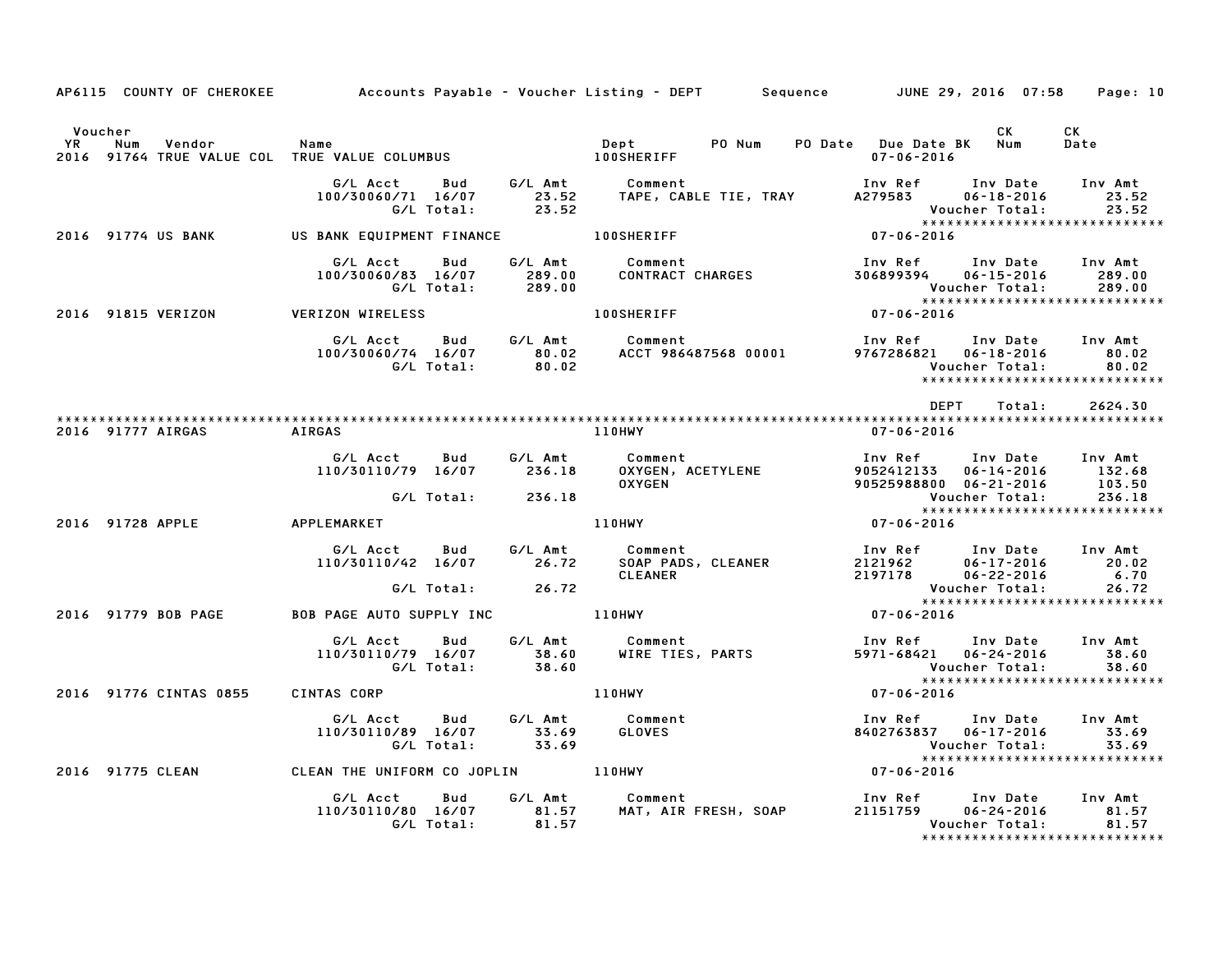AP6115 COUNTY OF CHEROKEE — Accounts Payable - Voucher Listing - DEPT — Sequence — JUNE 29, 2016 07:58

| Voucher YR | Num | Vendor | Name | Dept | PO Num | PO Date | Due Date BK | CK Num | CK Date |
|---|---|---|---|---|---|---|---|---|---|
| 2016 | 91764 | TRUE VALUE COL | TRUE VALUE COLUMBUS | 100SHERIFF | | | 07-06-2016 | | |

| G/L Acct | Bud | G/L Amt | Comment | Inv Ref | Inv Date | Inv Amt |
|---|---|---|---|---|---|---|
| 100/30060/71 | 16/07 | 23.52 | TAPE, CABLE TIE, TRAY | A279583 | 06-18-2016 | 23.52 |
| | G/L Total: | 23.52 | | | Voucher Total: | 23.52 |

*****************************

| Voucher YR | Num | Vendor | Name | Dept | Due Date |
|---|---|---|---|---|---|
| 2016 | 91774 | US BANK | US BANK EQUIPMENT FINANCE | 100SHERIFF | 07-06-2016 |

| G/L Acct | Bud | G/L Amt | Comment | Inv Ref | Inv Date | Inv Amt |
|---|---|---|---|---|---|---|
| 100/30060/83 | 16/07 | 289.00 | CONTRACT CHARGES | 306899394 | 06-15-2016 | 289.00 |
| | G/L Total: | 289.00 | | | Voucher Total: | 289.00 |

*****************************

| Voucher YR | Num | Vendor | Name | Dept | Due Date |
|---|---|---|---|---|---|
| 2016 | 91815 | VERIZON | VERIZON WIRELESS | 100SHERIFF | 07-06-2016 |

| G/L Acct | Bud | G/L Amt | Comment | Inv Ref | Inv Date | Inv Amt |
|---|---|---|---|---|---|---|
| 100/30060/74 | 16/07 | 80.02 | ACCT 986487568 00001 | 9767286821 | 06-18-2016 | 80.02 |
| | G/L Total: | 80.02 | | | Voucher Total: | 80.02 |

*****************************

DEPT Total: 2624.30

*****************************

| Voucher YR | Num | Vendor | Name | Dept | Due Date |
|---|---|---|---|---|---|
| 2016 | 91777 | AIRGAS | AIRGAS | 110HWY | 07-06-2016 |

| G/L Acct | Bud | G/L Amt | Comment | Inv Ref | Inv Date | Inv Amt |
|---|---|---|---|---|---|---|
| 110/30110/79 | 16/07 | 236.18 | OXYGEN, ACETYLENE | 9052412133 | 06-14-2016 | 132.68 |
| | | | OXYGEN | 90525988800 | 06-21-2016 | 103.50 |
| | G/L Total: | 236.18 | | | Voucher Total: | 236.18 |

*****************************

| Voucher YR | Num | Vendor | Name | Dept | Due Date |
|---|---|---|---|---|---|
| 2016 | 91728 | APPLE | APPLEMARKET | 110HWY | 07-06-2016 |

| G/L Acct | Bud | G/L Amt | Comment | Inv Ref | Inv Date | Inv Amt |
|---|---|---|---|---|---|---|
| 110/30110/42 | 16/07 | 26.72 | SOAP PADS, CLEANER | 2121962 | 06-17-2016 | 20.02 |
| | | | CLEANER | 2197178 | 06-22-2016 | 6.70 |
| | G/L Total: | 26.72 | | | Voucher Total: | 26.72 |

*****************************

| Voucher YR | Num | Vendor | Name | Dept | Due Date |
|---|---|---|---|---|---|
| 2016 | 91779 | BOB PAGE | BOB PAGE AUTO SUPPLY INC | 110HWY | 07-06-2016 |

| G/L Acct | Bud | G/L Amt | Comment | Inv Ref | Inv Date | Inv Amt |
|---|---|---|---|---|---|---|
| 110/30110/79 | 16/07 | 38.60 | WIRE TIES, PARTS | 5971-68421 | 06-24-2016 | 38.60 |
| | G/L Total: | 38.60 | | | Voucher Total: | 38.60 |

*****************************

| Voucher YR | Num | Vendor | Name | Dept | Due Date |
|---|---|---|---|---|---|
| 2016 | 91776 | CINTAS 0855 | CINTAS CORP | 110HWY | 07-06-2016 |

| G/L Acct | Bud | G/L Amt | Comment | Inv Ref | Inv Date | Inv Amt |
|---|---|---|---|---|---|---|
| 110/30110/89 | 16/07 | 33.69 | GLOVES | 8402763837 | 06-17-2016 | 33.69 |
| | G/L Total: | 33.69 | | | Voucher Total: | 33.69 |

*****************************

| Voucher YR | Num | Vendor | Name | Dept | Due Date |
|---|---|---|---|---|---|
| 2016 | 91775 | CLEAN | CLEAN THE UNIFORM CO JOPLIN | 110HWY | 07-06-2016 |

| G/L Acct | Bud | G/L Amt | Comment | Inv Ref | Inv Date | Inv Amt |
|---|---|---|---|---|---|---|
| 110/30110/80 | 16/07 | 81.57 | MAT, AIR FRESH, SOAP | 21151759 | 06-24-2016 | 81.57 |
| | G/L Total: | 81.57 | | | Voucher Total: | 81.57 |

*****************************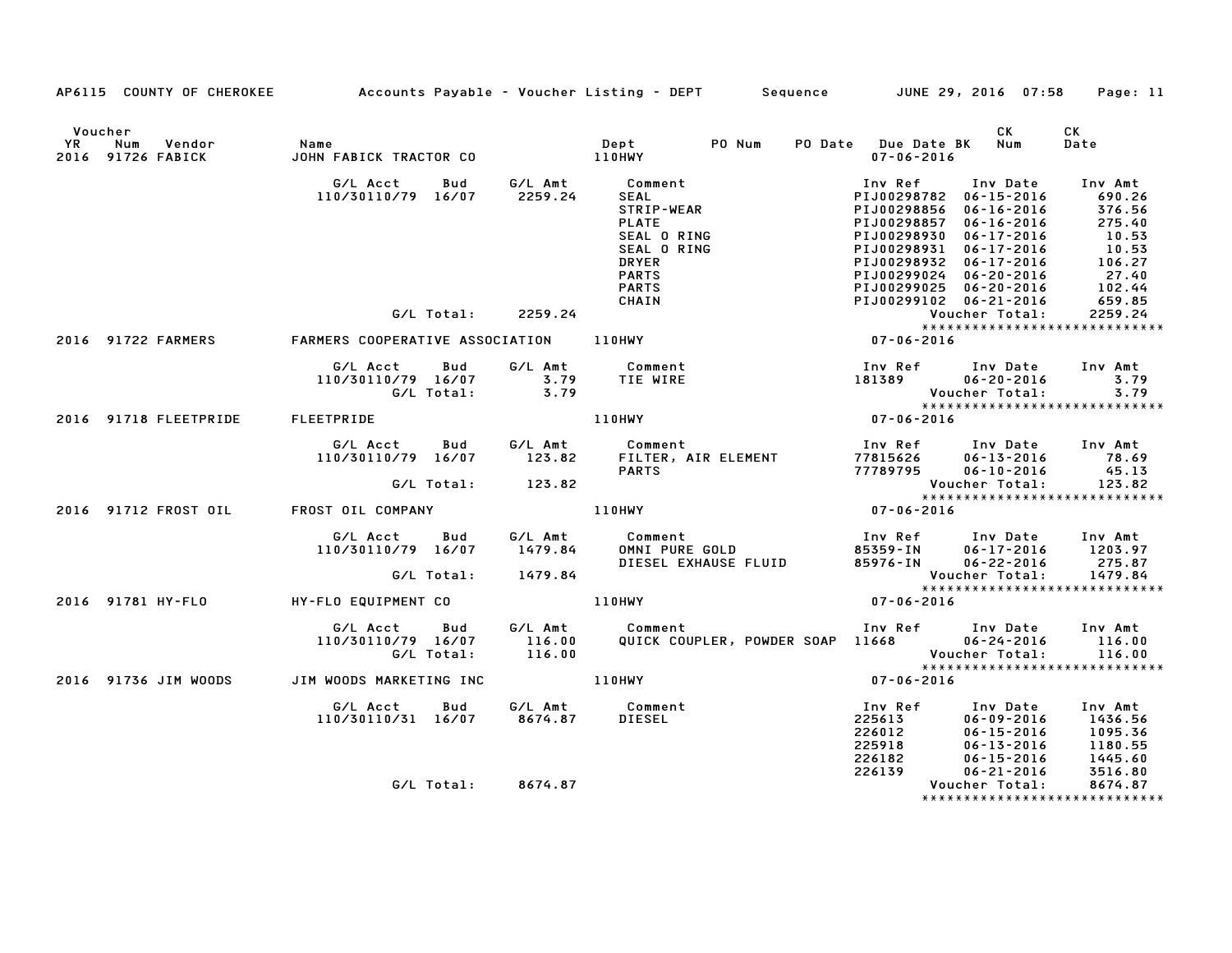AP6115 COUNTY OF CHEROKEE Accounts Payable - Voucher Listing - DEPT Sequence JUNE 29, 2016 07:58

| Voucher YR | Num | Vendor | Name | Dept | PO Num | PO Date | Due Date BK | CK Num | CK Date |
|---|---|---|---|---|---|---|---|---|---|
| 2016 | 91726 | FABICK | JOHN FABICK TRACTOR CO | 110HWY | | | 07-06-2016 | | |

| G/L Acct | Bud | G/L Amt | Comment | Inv Ref | Inv Date | Inv Amt |
|---|---|---|---|---|---|---|
| 110/30110/79 | 16/07 | 2259.24 | SEAL | PIJ00298782 | 06-15-2016 | 690.26 |
| | | | STRIP-WEAR | PIJ00298856 | 06-16-2016 | 376.56 |
| | | | PLATE | PIJ00298857 | 06-16-2016 | 275.40 |
| | | | SEAL O RING | PIJ00298930 | 06-17-2016 | 10.53 |
| | | | SEAL O RING | PIJ00298931 | 06-17-2016 | 10.53 |
| | | | DRYER | PIJ00298932 | 06-17-2016 | 106.27 |
| | | | PARTS | PIJ00299024 | 06-20-2016 | 27.40 |
| | | | PARTS | PIJ00299025 | 06-20-2016 | 102.44 |
| | | | CHAIN | PIJ00299102 | 06-21-2016 | 659.85 |
| | G/L Total: | 2259.24 | | | Voucher Total: | 2259.24 |

| Voucher YR | Num | Vendor | Name | Dept | Due Date BK |
|---|---|---|---|---|---|
| 2016 | 91722 | FARMERS | FARMERS COOPERATIVE ASSOCIATION | 110HWY | 07-06-2016 |

| G/L Acct | Bud | G/L Amt | Comment | Inv Ref | Inv Date | Inv Amt |
|---|---|---|---|---|---|---|
| 110/30110/79 | 16/07 | 3.79 | TIE WIRE | 181389 | 06-20-2016 | 3.79 |
| | G/L Total: | 3.79 | | | Voucher Total: | 3.79 |

| Voucher YR | Num | Vendor | Name | Dept | Due Date BK |
|---|---|---|---|---|---|
| 2016 | 91718 | FLEETPRIDE | FLEETPRIDE | 110HWY | 07-06-2016 |

| G/L Acct | Bud | G/L Amt | Comment | Inv Ref | Inv Date | Inv Amt |
|---|---|---|---|---|---|---|
| 110/30110/79 | 16/07 | 123.82 | FILTER, AIR ELEMENT | 77815626 | 06-13-2016 | 78.69 |
| | | | PARTS | 77789795 | 06-10-2016 | 45.13 |
| | G/L Total: | 123.82 | | | Voucher Total: | 123.82 |

| Voucher YR | Num | Vendor | Name | Dept | Due Date BK |
|---|---|---|---|---|---|
| 2016 | 91712 | FROST OIL | FROST OIL COMPANY | 110HWY | 07-06-2016 |

| G/L Acct | Bud | G/L Amt | Comment | Inv Ref | Inv Date | Inv Amt |
|---|---|---|---|---|---|---|
| 110/30110/79 | 16/07 | 1479.84 | OMNI PURE GOLD | 85359-IN | 06-17-2016 | 1203.97 |
| | | | DIESEL EXHAUSE FLUID | 85976-IN | 06-22-2016 | 275.87 |
| | G/L Total: | 1479.84 | | | Voucher Total: | 1479.84 |

| Voucher YR | Num | Vendor | Name | Dept | Due Date BK |
|---|---|---|---|---|---|
| 2016 | 91781 | HY-FLO | HY-FLO EQUIPMENT CO | 110HWY | 07-06-2016 |

| G/L Acct | Bud | G/L Amt | Comment | Inv Ref | Inv Date | Inv Amt |
|---|---|---|---|---|---|---|
| 110/30110/79 | 16/07 | 116.00 | QUICK COUPLER, POWDER SOAP | 11668 | 06-24-2016 | 116.00 |
| | G/L Total: | 116.00 | | | Voucher Total: | 116.00 |

| Voucher YR | Num | Vendor | Name | Dept | Due Date BK |
|---|---|---|---|---|---|
| 2016 | 91736 | JIM WOODS | JIM WOODS MARKETING INC | 110HWY | 07-06-2016 |

| G/L Acct | Bud | G/L Amt | Comment | Inv Ref | Inv Date | Inv Amt |
|---|---|---|---|---|---|---|
| 110/30110/31 | 16/07 | 8674.87 | DIESEL | 225613 | 06-09-2016 | 1436.56 |
| | | | | 226012 | 06-15-2016 | 1095.36 |
| | | | | 225918 | 06-13-2016 | 1180.55 |
| | | | | 226182 | 06-15-2016 | 1445.60 |
| | | | | 226139 | 06-21-2016 | 3516.80 |
| | G/L Total: | 8674.87 | | | Voucher Total: | 8674.87 |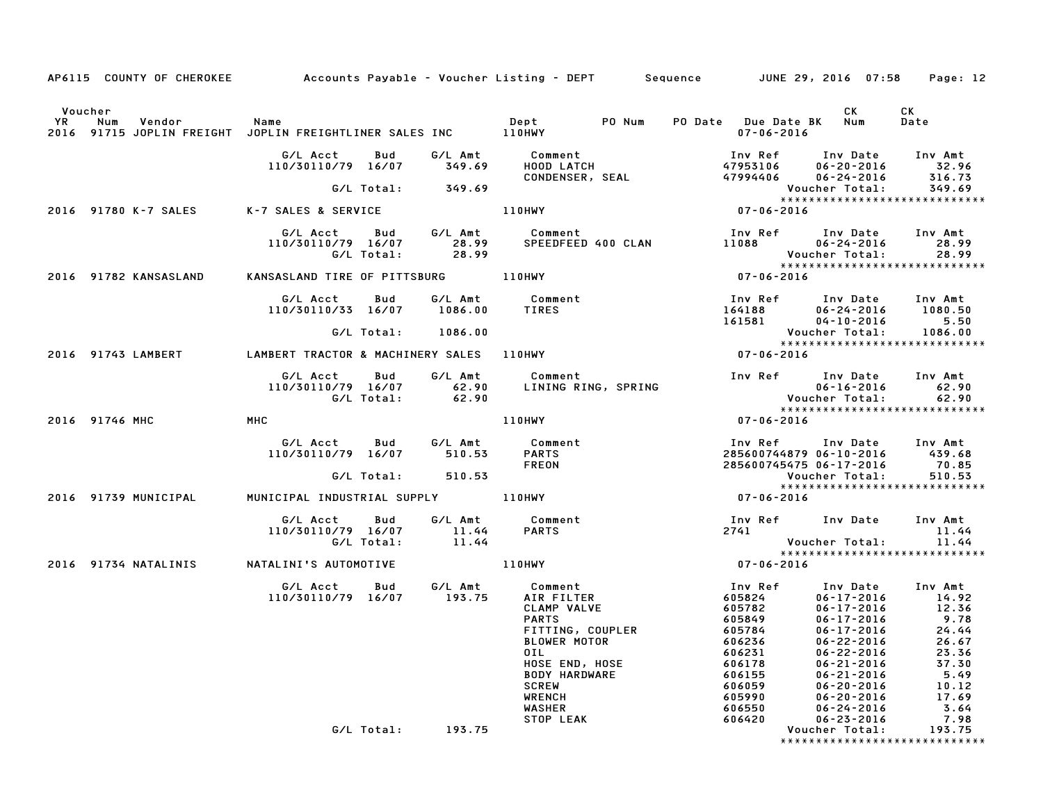AP6115 COUNTY OF CHEROKEE Accounts Payable - Voucher Listing - DEPT Sequence JUNE 29, 2016 07:58

| Voucher YR | Num | Vendor | Name | Dept | PO Num | PO Date | Due Date BK | CK Num | CK Date |
|---|---|---|---|---|---|---|---|---|---|
| 2016 | 91715 | JOPLIN FREIGHT | JOPLIN FREIGHTLINER SALES INC | 110HWY | | | 07-06-2016 | | |

| G/L Acct | Bud | G/L Amt | Comment | Inv Ref | Inv Date | Inv Amt |
|---|---|---|---|---|---|---|
| 110/30110/79 | 16/07 | 349.69 | HOOD LATCH | 47953106 | 06-20-2016 | 32.96 |
| | | | CONDENSER, SEAL | 47994406 | 06-24-2016 | 316.73 |
| | G/L Total: | 349.69 | | | Voucher Total: | 349.69 |

*****************************

| Voucher YR | Num | Vendor | Name | Dept | Due Date |
|---|---|---|---|---|---|
| 2016 | 91780 | K-7 SALES | K-7 SALES & SERVICE | 110HWY | 07-06-2016 |

| G/L Acct | Bud | G/L Amt | Comment | Inv Ref | Inv Date | Inv Amt |
|---|---|---|---|---|---|---|
| 110/30110/79 | 16/07 | 28.99 | SPEEDFEED 400 CLAN | 11088 | 06-24-2016 | 28.99 |
| | G/L Total: | 28.99 | | | Voucher Total: | 28.99 |

*****************************

| Voucher YR | Num | Vendor | Name | Dept | Due Date |
|---|---|---|---|---|---|
| 2016 | 91782 | KANSASLAND | KANSASLAND TIRE OF PITTSBURG | 110HWY | 07-06-2016 |

| G/L Acct | Bud | G/L Amt | Comment | Inv Ref | Inv Date | Inv Amt |
|---|---|---|---|---|---|---|
| 110/30110/33 | 16/07 | 1086.00 | TIRES | 164188 | 06-24-2016 | 1080.50 |
| | | | | 161581 | 04-10-2016 | 5.50 |
| | G/L Total: | 1086.00 | | | Voucher Total: | 1086.00 |

*****************************

| Voucher YR | Num | Vendor | Name | Dept | Due Date |
|---|---|---|---|---|---|
| 2016 | 91743 | LAMBERT | LAMBERT TRACTOR & MACHINERY SALES | 110HWY | 07-06-2016 |

| G/L Acct | Bud | G/L Amt | Comment | Inv Ref | Inv Date | Inv Amt |
|---|---|---|---|---|---|---|
| 110/30110/79 | 16/07 | 62.90 | LINING RING, SPRING | | 06-16-2016 | 62.90 |
| | G/L Total: | 62.90 | | | Voucher Total: | 62.90 |

*****************************

| Voucher YR | Num | Vendor | Name | Dept | Due Date |
|---|---|---|---|---|---|
| 2016 | 91746 | MHC | MHC | 110HWY | 07-06-2016 |

| G/L Acct | Bud | G/L Amt | Comment | Inv Ref | Inv Date | Inv Amt |
|---|---|---|---|---|---|---|
| 110/30110/79 | 16/07 | 510.53 | PARTS | 285600744879 | 06-10-2016 | 439.68 |
| | | | FREON | 285600745475 | 06-17-2016 | 70.85 |
| | G/L Total: | 510.53 | | | Voucher Total: | 510.53 |

*****************************

| Voucher YR | Num | Vendor | Name | Dept | Due Date |
|---|---|---|---|---|---|
| 2016 | 91739 | MUNICIPAL | MUNICIPAL INDUSTRIAL SUPPLY | 110HWY | 07-06-2016 |

| G/L Acct | Bud | G/L Amt | Comment | Inv Ref | Inv Date | Inv Amt |
|---|---|---|---|---|---|---|
| 110/30110/79 | 16/07 | 11.44 | PARTS | 2741 | | 11.44 |
| | G/L Total: | 11.44 | | | Voucher Total: | 11.44 |

*****************************

| Voucher YR | Num | Vendor | Name | Dept | Due Date |
|---|---|---|---|---|---|
| 2016 | 91734 | NATALINIS | NATALINI'S AUTOMOTIVE | 110HWY | 07-06-2016 |

| G/L Acct | Bud | G/L Amt | Comment | Inv Ref | Inv Date | Inv Amt |
|---|---|---|---|---|---|---|
| 110/30110/79 | 16/07 | 193.75 | AIR FILTER | 605824 | 06-17-2016 | 14.92 |
| | | | CLAMP VALVE | 605782 | 06-17-2016 | 12.36 |
| | | | PARTS | 605849 | 06-17-2016 | 9.78 |
| | | | FITTING, COUPLER | 605784 | 06-17-2016 | 24.44 |
| | | | BLOWER MOTOR | 606236 | 06-22-2016 | 26.67 |
| | | | OIL | 606231 | 06-22-2016 | 23.36 |
| | | | HOSE END, HOSE | 606178 | 06-21-2016 | 37.30 |
| | | | BODY HARDWARE | 606155 | 06-21-2016 | 5.49 |
| | | | SCREW | 606059 | 06-20-2016 | 10.12 |
| | | | WRENCH | 605990 | 06-20-2016 | 17.69 |
| | | | WASHER | 606550 | 06-24-2016 | 3.64 |
| | | | STOP LEAK | 606420 | 06-23-2016 | 7.98 |
| | G/L Total: | 193.75 | | | Voucher Total: | 193.75 |

*****************************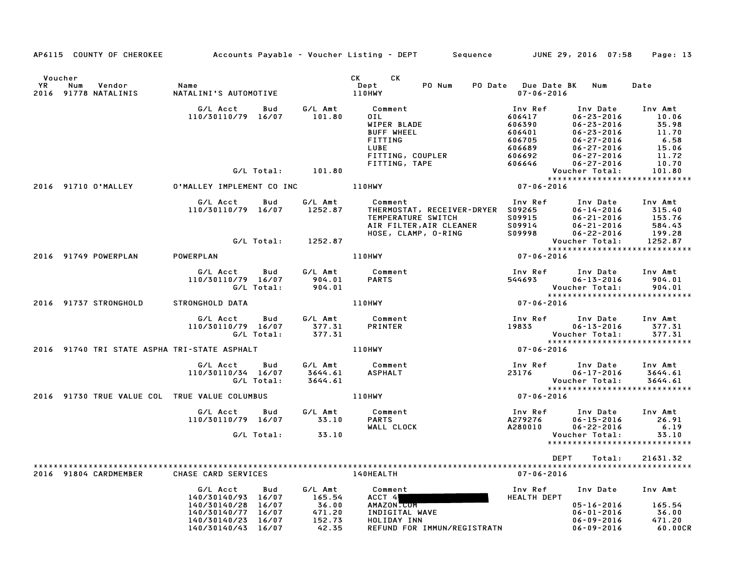AP6115 COUNTY OF CHEROKEE    Accounts Payable - Voucher Listing - DEPT    Sequence    JUNE 29, 2016 07:58

| Voucher YR | Num | Vendor | Name | CK Dept | CK | PO Num | PO Date | Due Date BK | Num | Date |
|---|---|---|---|---|---|---|---|---|---|---|
| 2016 | 91778 | NATALINIS | NATALINI'S AUTOMOTIVE | 110HWY | | | | 07-06-2016 | | |

| G/L Acct | Bud | G/L Amt | Comment | Inv Ref | Inv Date | Inv Amt |
|---|---|---|---|---|---|---|
| 110/30110/79 | 16/07 | 101.80 | OIL | 606417 | 06-23-2016 | 10.06 |
| | | | WIPER BLADE | 606390 | 06-23-2016 | 35.98 |
| | | | BUFF WHEEL | 606401 | 06-23-2016 | 11.70 |
| | | | FITTING | 606705 | 06-27-2016 | 6.58 |
| | | | LUBE | 606689 | 06-27-2016 | 15.06 |
| | | | FITTING, COUPLER | 606692 | 06-27-2016 | 11.72 |
| | | | FITTING, TAPE | 606646 | 06-27-2016 | 10.70 |
| | G/L Total: | 101.80 | | | Voucher Total: | 101.80 |

****************************

| Voucher YR | Num | Vendor | Name | CK Dept | Due Date |
|---|---|---|---|---|---|
| 2016 | 91710 | O'MALLEY | O'MALLEY IMPLEMENT CO INC | 110HWY | 07-06-2016 |

| G/L Acct | Bud | G/L Amt | Comment | Inv Ref | Inv Date | Inv Amt |
|---|---|---|---|---|---|---|
| 110/30110/79 | 16/07 | 1252.87 | THERMOSTAT, RECEIVER-DRYER | S09265 | 06-14-2016 | 315.40 |
| | | | TEMPERATURE SWITCH | S09915 | 06-21-2016 | 153.76 |
| | | | AIR FILTER,AIR CLEANER | S09914 | 06-21-2016 | 584.43 |
| | | | HOSE, CLAMP, O-RING | S09998 | 06-22-2016 | 199.28 |
| | G/L Total: | 1252.87 | | | Voucher Total: | 1252.87 |

****************************

| Voucher YR | Num | Vendor | Name | CK Dept | Due Date |
|---|---|---|---|---|---|
| 2016 | 91749 | POWERPLAN | POWERPLAN | 110HWY | 07-06-2016 |

| G/L Acct | Bud | G/L Amt | Comment | Inv Ref | Inv Date | Inv Amt |
|---|---|---|---|---|---|---|
| 110/30110/79 | 16/07 | 904.01 | PARTS | 544693 | 06-13-2016 | 904.01 |
| | G/L Total: | 904.01 | | | Voucher Total: | 904.01 |

****************************

| Voucher YR | Num | Vendor | Name | CK Dept | Due Date |
|---|---|---|---|---|---|
| 2016 | 91737 | STRONGHOLD | STRONGHOLD DATA | 110HWY | 07-06-2016 |

| G/L Acct | Bud | G/L Amt | Comment | Inv Ref | Inv Date | Inv Amt |
|---|---|---|---|---|---|---|
| 110/30110/79 | 16/07 | 377.31 | PRINTER | 19833 | 06-13-2016 | 377.31 |
| | G/L Total: | 377.31 | | | Voucher Total: | 377.31 |

****************************

| Voucher YR | Num | Vendor | Name | CK Dept | Due Date |
|---|---|---|---|---|---|
| 2016 | 91740 | TRI STATE ASPHA | TRI-STATE ASPHALT | 110HWY | 07-06-2016 |

| G/L Acct | Bud | G/L Amt | Comment | Inv Ref | Inv Date | Inv Amt |
|---|---|---|---|---|---|---|
| 110/30110/34 | 16/07 | 3644.61 | ASPHALT | 23176 | 06-17-2016 | 3644.61 |
| | G/L Total: | 3644.61 | | | Voucher Total: | 3644.61 |

****************************

| Voucher YR | Num | Vendor | Name | CK Dept | Due Date |
|---|---|---|---|---|---|
| 2016 | 91730 | TRUE VALUE COL | TRUE VALUE COLUMBUS | 110HWY | 07-06-2016 |

| G/L Acct | Bud | G/L Amt | Comment | Inv Ref | Inv Date | Inv Amt |
|---|---|---|---|---|---|---|
| 110/30110/79 | 16/07 | 33.10 | PARTS | A279276 | 06-15-2016 | 26.91 |
| | | | WALL CLOCK | A280010 | 06-22-2016 | 6.19 |
| | G/L Total: | 33.10 | | | Voucher Total: | 33.10 |

****************************

DEPT Total: 21631.32

****************************

| Voucher YR | Num | Vendor | Name | CK Dept | Due Date |
|---|---|---|---|---|---|
| 2016 | 91804 | CARDMEMBER | CHASE CARD SERVICES | 140HEALTH | 07-06-2016 |

| G/L Acct | Bud | G/L Amt | Comment | Inv Ref | Inv Date | Inv Amt |
|---|---|---|---|---|---|---|
| 140/30140/93 | 16/07 | 165.54 | ACCT 4[REDACTED] | HEALTH DEPT | | |
| 140/30140/28 | 16/07 | 36.00 | AMAZON.COM | | 05-16-2016 | 165.54 |
| 140/30140/77 | 16/07 | 471.20 | INDIGITAL WAVE | | 06-01-2016 | 36.00 |
| 140/30140/23 | 16/07 | 152.73 | HOLIDAY INN | | 06-09-2016 | 471.20 |
| 140/30140/43 | 16/07 | 42.35 | REFUND FOR IMMUN/REGISTRATN | | 06-09-2016 | 60.00CR |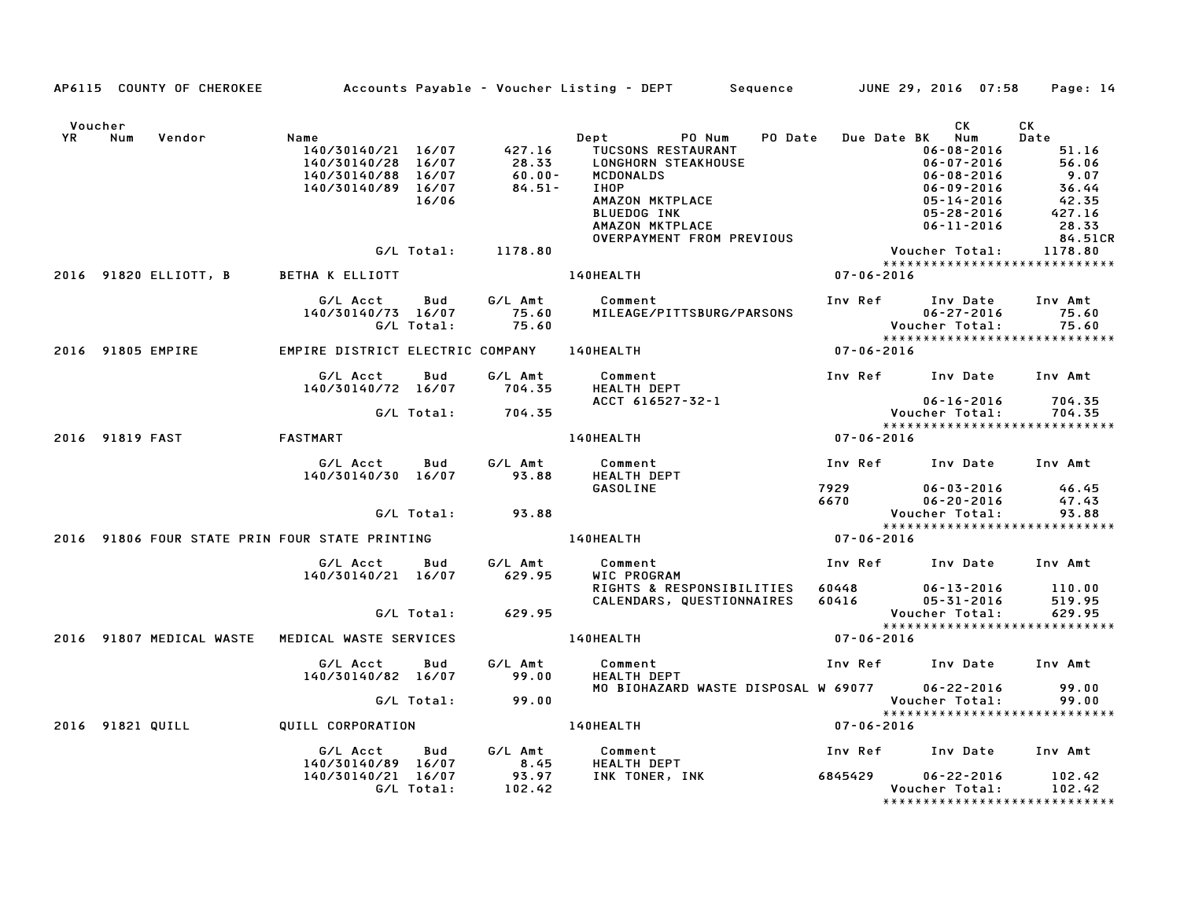AP6115 COUNTY OF CHEROKEE Accounts Payable - Voucher Listing - DEPT Sequence JUNE 29, 2016 07:58

| Voucher YR | Num | Vendor | Name | | | Dept | PO Num | PO Date | Due Date BK | CK Num | CK Date |
|---|---|---|---|---|---|---|---|---|---|---|---|
| | | | 140/30140/21 | 16/07 | 427.16 | TUCSONS RESTAURANT | | | | 06-08-2016 | 51.16 |
| | | | 140/30140/28 | 16/07 | 28.33 | LONGHORN STEAKHOUSE | | | | 06-07-2016 | 56.06 |
| | | | 140/30140/88 | 16/07 | 60.00- | MCDONALDS | | | | 06-08-2016 | 9.07 |
| | | | 140/30140/89 | 16/07 | 84.51- | IHOP | | | | 06-09-2016 | 36.44 |
| | | | | 16/06 | | AMAZON MKTPLACE | | | | 05-14-2016 | 42.35 |
| | | | | | | BLUEDOG INK | | | | 05-28-2016 | 427.16 |
| | | | | | | AMAZON MKTPLACE | | | | 06-11-2016 | 28.33 |
| | | | | | | OVERPAYMENT FROM PREVIOUS | | | | | 84.51CR |
| | | | | G/L Total: | 1178.80 | | | | | Voucher Total: | 1178.80 |

## 2016 91820 ELLIOTT, B — BETHA K ELLIOTT — 140HEALTH — 07-06-2016

| G/L Acct | Bud | G/L Amt | Comment | Inv Ref | Inv Date | Inv Amt |
|---|---|---|---|---|---|---|
| 140/30140/73 | 16/07 | 75.60 | MILEAGE/PITTSBURG/PARSONS | | 06-27-2016 | 75.60 |
| | G/L Total: | 75.60 | | | Voucher Total: | 75.60 |

## 2016 91805 EMPIRE — EMPIRE DISTRICT ELECTRIC COMPANY — 140HEALTH — 07-06-2016

| G/L Acct | Bud | G/L Amt | Comment | Inv Ref | Inv Date | Inv Amt |
|---|---|---|---|---|---|---|
| 140/30140/72 | 16/07 | 704.35 | HEALTH DEPT | | | |
| | | | ACCT 616527-32-1 | | 06-16-2016 | 704.35 |
| | G/L Total: | 704.35 | | | Voucher Total: | 704.35 |

## 2016 91819 FAST — FASTMART — 140HEALTH — 07-06-2016

| G/L Acct | Bud | G/L Amt | Comment | Inv Ref | Inv Date | Inv Amt |
|---|---|---|---|---|---|---|
| 140/30140/30 | 16/07 | 93.88 | HEALTH DEPT | | | |
| | | | GASOLINE | 7929 | 06-03-2016 | 46.45 |
| | | | | 6670 | 06-20-2016 | 47.43 |
| | G/L Total: | 93.88 | | | Voucher Total: | 93.88 |

## 2016 91806 FOUR STATE PRIN — FOUR STATE PRINTING — 140HEALTH — 07-06-2016

| G/L Acct | Bud | G/L Amt | Comment | Inv Ref | Inv Date | Inv Amt |
|---|---|---|---|---|---|---|
| 140/30140/21 | 16/07 | 629.95 | WIC PROGRAM | | | |
| | | | RIGHTS & RESPONSIBILITIES | 60448 | 06-13-2016 | 110.00 |
| | | | CALENDARS, QUESTIONNAIRES | 60416 | 05-31-2016 | 519.95 |
| | G/L Total: | 629.95 | | | Voucher Total: | 629.95 |

## 2016 91807 MEDICAL WASTE — MEDICAL WASTE SERVICES — 140HEALTH — 07-06-2016

| G/L Acct | Bud | G/L Amt | Comment | Inv Ref | Inv Date | Inv Amt |
|---|---|---|---|---|---|---|
| 140/30140/82 | 16/07 | 99.00 | HEALTH DEPT | | | |
| | | | MO BIOHAZARD WASTE DISPOSAL W | 69077 | 06-22-2016 | 99.00 |
| | G/L Total: | 99.00 | | | Voucher Total: | 99.00 |

## 2016 91821 QUILL — QUILL CORPORATION — 140HEALTH — 07-06-2016

| G/L Acct | Bud | G/L Amt | Comment | Inv Ref | Inv Date | Inv Amt |
|---|---|---|---|---|---|---|
| 140/30140/89 | 16/07 | 8.45 | HEALTH DEPT | | | |
| 140/30140/21 | 16/07 | 93.97 | INK TONER, INK | 6845429 | 06-22-2016 | 102.42 |
| | G/L Total: | 102.42 | | | Voucher Total: | 102.42 |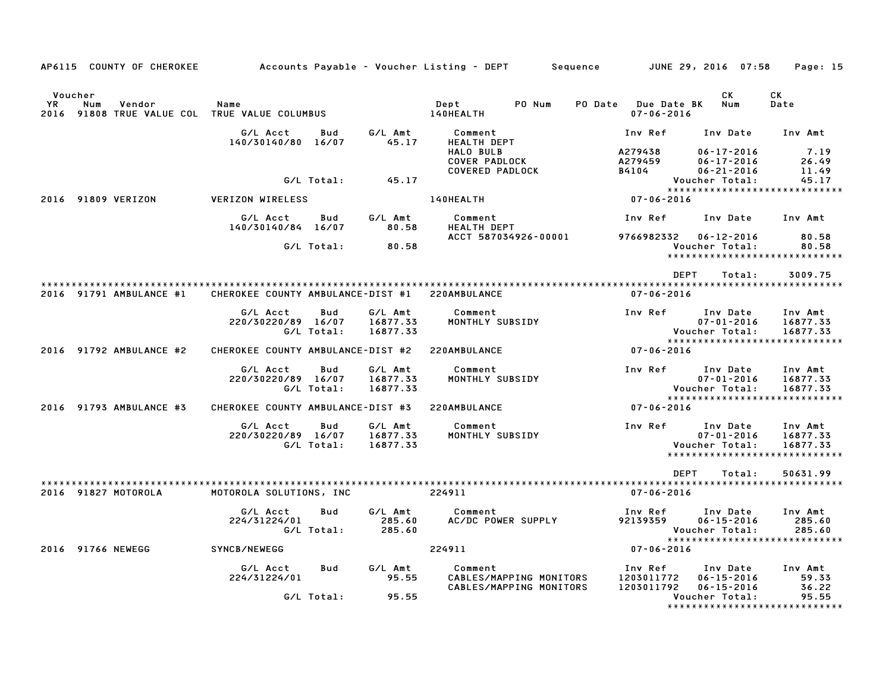AP6115 COUNTY OF CHEROKEE Accounts Payable - Voucher Listing - DEPT Sequence JUNE 29, 2016 07:58

| Voucher YR | Num | Vendor | Name | Dept | PO Num | PO Date | Due Date BK | CK Num | CK Date |
|---|---|---|---|---|---|---|---|---|---|
| 2016 | 91808 | TRUE VALUE COL | TRUE VALUE COLUMBUS | 140HEALTH | | | 07-06-2016 | | |

| G/L Acct | Bud | G/L Amt | Comment | Inv Ref | Inv Date | Inv Amt |
|---|---|---|---|---|---|---|
| 140/30140/80 | 16/07 | 45.17 | HEALTH DEPT | | | |
| | | | HALO BULB | A279438 | 06-17-2016 | 7.19 |
| | | | COVER PADLOCK | A279459 | 06-17-2016 | 26.49 |
| | | | COVERED PADLOCK | B4104 | 06-21-2016 | 11.49 |
| | G/L Total: | 45.17 | | | Voucher Total: | 45.17 |

*****************************

| Voucher YR | Num | Vendor | Name | Dept | Due Date BK |
|---|---|---|---|---|---|
| 2016 | 91809 | VERIZON | VERIZON WIRELESS | 140HEALTH | 07-06-2016 |

| G/L Acct | Bud | G/L Amt | Comment | Inv Ref | Inv Date | Inv Amt |
|---|---|---|---|---|---|---|
| 140/30140/84 | 16/07 | 80.58 | HEALTH DEPT | | | |
| | | | ACCT 587034926-00001 | 9766982332 | 06-12-2016 | 80.58 |
| | G/L Total: | 80.58 | | | Voucher Total: | 80.58 |

*****************************

DEPT Total: 3009.75

*****************************

| Voucher YR | Num | Vendor | Name | Dept | Due Date BK |
|---|---|---|---|---|---|
| 2016 | 91791 | AMBULANCE #1 | CHEROKEE COUNTY AMBULANCE-DIST #1 | 220AMBULANCE | 07-06-2016 |

| G/L Acct | Bud | G/L Amt | Comment | Inv Ref | Inv Date | Inv Amt |
|---|---|---|---|---|---|---|
| 220/30220/89 | 16/07 | 16877.33 | MONTHLY SUBSIDY | | 07-01-2016 | 16877.33 |
| | G/L Total: | 16877.33 | | | Voucher Total: | 16877.33 |

*****************************

| Voucher YR | Num | Vendor | Name | Dept | Due Date BK |
|---|---|---|---|---|---|
| 2016 | 91792 | AMBULANCE #2 | CHEROKEE COUNTY AMBULANCE-DIST #2 | 220AMBULANCE | 07-06-2016 |

| G/L Acct | Bud | G/L Amt | Comment | Inv Ref | Inv Date | Inv Amt |
|---|---|---|---|---|---|---|
| 220/30220/89 | 16/07 | 16877.33 | MONTHLY SUBSIDY | | 07-01-2016 | 16877.33 |
| | G/L Total: | 16877.33 | | | Voucher Total: | 16877.33 |

*****************************

| Voucher YR | Num | Vendor | Name | Dept | Due Date BK |
|---|---|---|---|---|---|
| 2016 | 91793 | AMBULANCE #3 | CHEROKEE COUNTY AMBULANCE-DIST #3 | 220AMBULANCE | 07-06-2016 |

| G/L Acct | Bud | G/L Amt | Comment | Inv Ref | Inv Date | Inv Amt |
|---|---|---|---|---|---|---|
| 220/30220/89 | 16/07 | 16877.33 | MONTHLY SUBSIDY | | 07-01-2016 | 16877.33 |
| | G/L Total: | 16877.33 | | | Voucher Total: | 16877.33 |

*****************************

DEPT Total: 50631.99

*****************************

| Voucher YR | Num | Vendor | Name | Dept | Due Date BK |
|---|---|---|---|---|---|
| 2016 | 91827 | MOTOROLA | MOTOROLA SOLUTIONS, INC | 224911 | 07-06-2016 |

| G/L Acct | Bud | G/L Amt | Comment | Inv Ref | Inv Date | Inv Amt |
|---|---|---|---|---|---|---|
| 224/31224/01 | | 285.60 | AC/DC POWER SUPPLY | 92139359 | 06-15-2016 | 285.60 |
| | G/L Total: | 285.60 | | | Voucher Total: | 285.60 |

*****************************

| Voucher YR | Num | Vendor | Name | Dept | Due Date BK |
|---|---|---|---|---|---|
| 2016 | 91766 | NEWEGG | SYNCB/NEWEGG | 224911 | 07-06-2016 |

| G/L Acct | Bud | G/L Amt | Comment | Inv Ref | Inv Date | Inv Amt |
|---|---|---|---|---|---|---|
| 224/31224/01 | | 95.55 | CABLES/MAPPING MONITORS | 1203011772 | 06-15-2016 | 59.33 |
| | | | CABLES/MAPPING MONITORS | 1203011792 | 06-15-2016 | 36.22 |
| | G/L Total: | 95.55 | | | Voucher Total: | 95.55 |

*****************************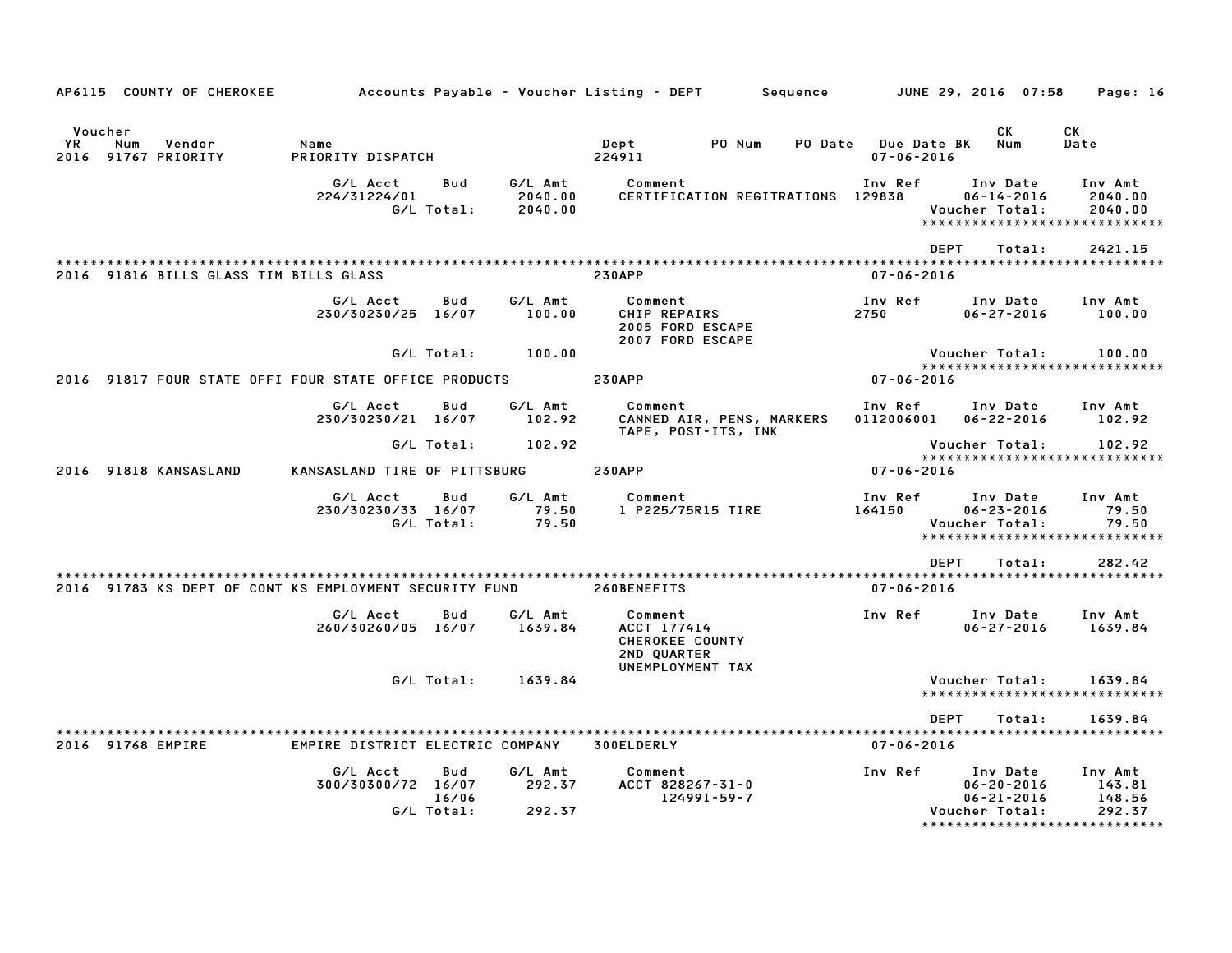AP6115 COUNTY OF CHEROKEE — Accounts Payable - Voucher Listing - DEPT — Sequence — JUNE 29, 2016 07:58

| Voucher YR | Num | Vendor | Name | Dept | PO Num | PO Date | Due Date BK | CK Num | CK Date |
|---|---|---|---|---|---|---|---|---|---|
| 2016 | 91767 | PRIORITY | PRIORITY DISPATCH | 224911 | | | 07-06-2016 | | |

| G/L Acct | Bud | G/L Amt | Comment | Inv Ref | Inv Date | Inv Amt |
|---|---|---|---|---|---|---|
| 224/31224/01 | | 2040.00 | CERTIFICATION REGITRATIONS | 129838 | 06-14-2016 | 2040.00 |
| | G/L Total: | 2040.00 | | | Voucher Total: | 2040.00 |

DEPT Total: 2421.15

| Voucher YR | Num | Vendor | Name | Dept | Due Date BK |
|---|---|---|---|---|---|
| 2016 | 91816 | BILLS GLASS TIM | BILLS GLASS | 230APP | 07-06-2016 |

| G/L Acct | Bud | G/L Amt | Comment | Inv Ref | Inv Date | Inv Amt |
|---|---|---|---|---|---|---|
| 230/30230/25 | 16/07 | 100.00 | CHIP REPAIRS<br>2005 FORD ESCAPE<br>2007 FORD ESCAPE | 2750 | 06-27-2016 | 100.00 |
| | G/L Total: | 100.00 | | | Voucher Total: | 100.00 |

| Voucher YR | Num | Vendor | Name | Dept | Due Date BK |
|---|---|---|---|---|---|
| 2016 | 91817 | FOUR STATE OFFI | FOUR STATE OFFICE PRODUCTS | 230APP | 07-06-2016 |

| G/L Acct | Bud | G/L Amt | Comment | Inv Ref | Inv Date | Inv Amt |
|---|---|---|---|---|---|---|
| 230/30230/21 | 16/07 | 102.92 | CANNED AIR, PENS, MARKERS<br>TAPE, POST-ITS, INK | 0112006001 | 06-22-2016 | 102.92 |
| | G/L Total: | 102.92 | | | Voucher Total: | 102.92 |

| Voucher YR | Num | Vendor | Name | Dept | Due Date BK |
|---|---|---|---|---|---|
| 2016 | 91818 | KANSASLAND | KANSASLAND TIRE OF PITTSBURG | 230APP | 07-06-2016 |

| G/L Acct | Bud | G/L Amt | Comment | Inv Ref | Inv Date | Inv Amt |
|---|---|---|---|---|---|---|
| 230/30230/33 | 16/07 | 79.50 | 1 P225/75R15 TIRE | 164150 | 06-23-2016 | 79.50 |
| | G/L Total: | 79.50 | | | Voucher Total: | 79.50 |

DEPT Total: 282.42

| Voucher YR | Num | Vendor | Name | Dept | Due Date BK |
|---|---|---|---|---|---|
| 2016 | 91783 | KS DEPT OF CONT | KS EMPLOYMENT SECURITY FUND | 260BENEFITS | 07-06-2016 |

| G/L Acct | Bud | G/L Amt | Comment | Inv Ref | Inv Date | Inv Amt |
|---|---|---|---|---|---|---|
| 260/30260/05 | 16/07 | 1639.84 | ACCT 177414<br>CHEROKEE COUNTY<br>2ND QUARTER<br>UNEMPLOYMENT TAX | | 06-27-2016 | 1639.84 |
| | G/L Total: | 1639.84 | | | Voucher Total: | 1639.84 |

DEPT Total: 1639.84

| Voucher YR | Num | Vendor | Name | Dept | Due Date BK |
|---|---|---|---|---|---|
| 2016 | 91768 | EMPIRE | EMPIRE DISTRICT ELECTRIC COMPANY | 300ELDERLY | 07-06-2016 |

| G/L Acct | Bud | G/L Amt | Comment | Inv Ref | Inv Date | Inv Amt |
|---|---|---|---|---|---|---|
| 300/30300/72 | 16/07 | 292.37 | ACCT 828267-31-0 | | 06-20-2016 | 143.81 |
| | 16/06 | | 124991-59-7 | | 06-21-2016 | 148.56 |
| | G/L Total: | 292.37 | | | Voucher Total: | 292.37 |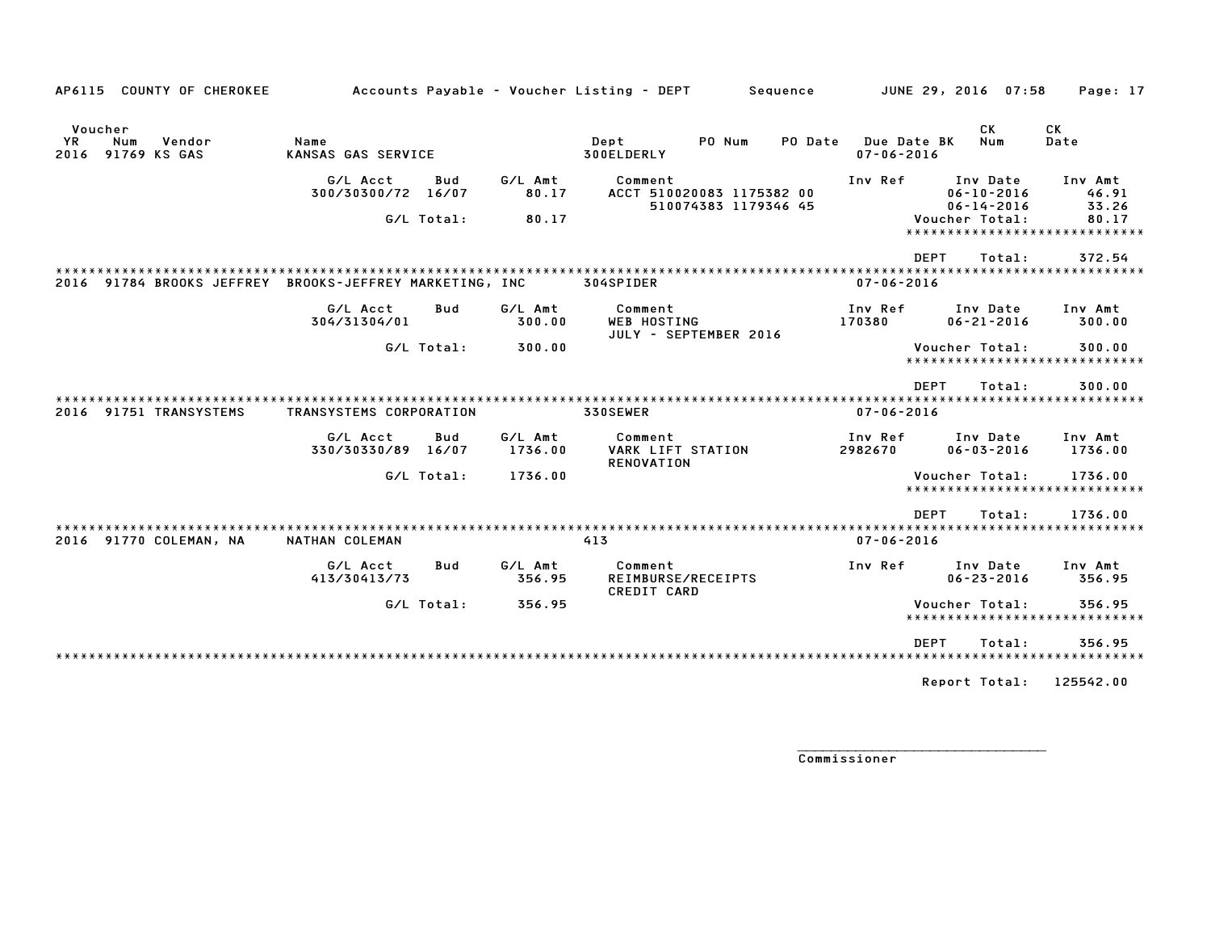AP6115 COUNTY OF CHEROKEE — Accounts Payable - Voucher Listing - DEPT — Sequence — JUNE 29, 2016 07:58

| Voucher YR | Num | Vendor | Name | Dept | PO Num | PO Date | Due Date BK | CK Num | CK Date |
|---|---|---|---|---|---|---|---|---|---|
| 2016 | 91769 | KS GAS | KANSAS GAS SERVICE | 300ELDERLY | | | 07-06-2016 | | |

| G/L Acct | Bud | G/L Amt | Comment | Inv Ref | Inv Date | Inv Amt |
|---|---|---|---|---|---|---|
| 300/30300/72 | 16/07 | 80.17 | ACCT 510020083 1175382 00 | | 06-10-2016 | 46.91 |
| | | | 510074383 1179346 45 | | 06-14-2016 | 33.26 |
| | G/L Total: | 80.17 | | | Voucher Total: | 80.17 |

DEPT Total: 372.54

| Voucher YR | Num | Vendor | Name | Dept | PO Num | PO Date | Due Date BK | CK Num | CK Date |
|---|---|---|---|---|---|---|---|---|---|
| 2016 | 91784 | BROOKS JEFFREY | BROOKS-JEFFREY MARKETING, INC | 304SPIDER | | | 07-06-2016 | | |

| G/L Acct | Bud | G/L Amt | Comment | Inv Ref | Inv Date | Inv Amt |
|---|---|---|---|---|---|---|
| 304/31304/01 | | 300.00 | WEB HOSTING JULY - SEPTEMBER 2016 | 170380 | 06-21-2016 | 300.00 |
| | G/L Total: | 300.00 | | | Voucher Total: | 300.00 |

DEPT Total: 300.00

| Voucher YR | Num | Vendor | Name | Dept | PO Num | PO Date | Due Date BK | CK Num | CK Date |
|---|---|---|---|---|---|---|---|---|---|
| 2016 | 91751 | TRANSYSTEMS | TRANSYSTEMS CORPORATION | 330SEWER | | | 07-06-2016 | | |

| G/L Acct | Bud | G/L Amt | Comment | Inv Ref | Inv Date | Inv Amt |
|---|---|---|---|---|---|---|
| 330/30330/89 | 16/07 | 1736.00 | VARK LIFT STATION RENOVATION | 2982670 | 06-03-2016 | 1736.00 |
| | G/L Total: | 1736.00 | | | Voucher Total: | 1736.00 |

DEPT Total: 1736.00

| Voucher YR | Num | Vendor | Name | Dept | PO Num | PO Date | Due Date BK | CK Num | CK Date |
|---|---|---|---|---|---|---|---|---|---|
| 2016 | 91770 | COLEMAN, NA | NATHAN COLEMAN | 413 | | | 07-06-2016 | | |

| G/L Acct | Bud | G/L Amt | Comment | Inv Ref | Inv Date | Inv Amt |
|---|---|---|---|---|---|---|
| 413/30413/73 | | 356.95 | REIMBURSE/RECEIPTS CREDIT CARD | | 06-23-2016 | 356.95 |
| | G/L Total: | 356.95 | | | Voucher Total: | 356.95 |

DEPT Total: 356.95

Report Total: 125542.00

\_\_\_\_\_\_\_\_\_\_\_\_\_\_\_\_\_\_\_\_\_\_\_\_\_\_\_\_\_\_

Commissioner